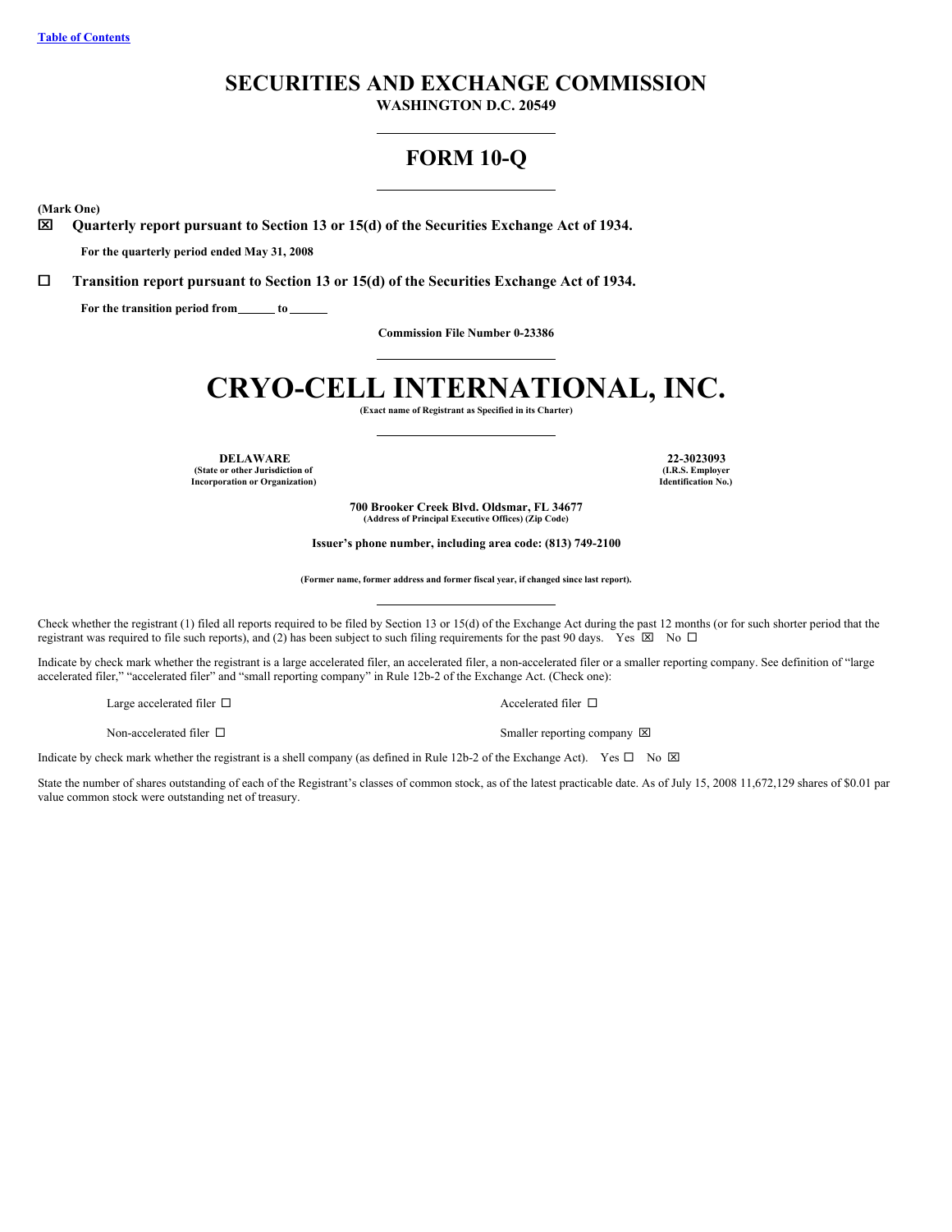Table of Contents

# SECURITIES AND EXCHANGE COMMISSION

**WASHINGTON D.C. 20549**

# FORM 10-Q

**(Mark One)**

☒ **Quarterly report pursuant to Section 13 or 15(d) of the Securities Exchange Act of 1934.**

**For the quarterly period ended May 31, 2008**

☐ **Transition report pursuant to Section 13 or 15(d) of the Securities Exchange Act of 1934.**

**For the transition period from \_\_\_\_\_\_ to \_\_\_\_\_\_**

**Commission File Number 0-23386**

# CRYO-CELL INTERNATIONAL, INC.

**(Exact name of Registrant as Specified in its Charter)**

| **DELAWARE** | **22-3023093** |
|---|---|
| **(State or other Jurisdiction of Incorporation or Organization)** | **(I.R.S. Employer Identification No.)** |

**700 Brooker Creek Blvd. Oldsmar, FL 34677**
**(Address of Principal Executive Offices) (Zip Code)**

**Issuer's phone number, including area code: (813) 749-2100**

**(Former name, former address and former fiscal year, if changed since last report).**

Check whether the registrant (1) filed all reports required to be filed by Section 13 or 15(d) of the Exchange Act during the past 12 months (or for such shorter period that the registrant was required to file such reports), and (2) has been subject to such filing requirements for the past 90 days. Yes ☒ No ☐

Indicate by check mark whether the registrant is a large accelerated filer, an accelerated filer, a non-accelerated filer or a smaller reporting company. See definition of "large accelerated filer," "accelerated filer" and "small reporting company" in Rule 12b-2 of the Exchange Act. (Check one):

| | |
|---|---|
| Large accelerated filer ☐ | Accelerated filer ☐ |
| Non-accelerated filer ☐ | Smaller reporting company ☒ |

Indicate by check mark whether the registrant is a shell company (as defined in Rule 12b-2 of the Exchange Act). Yes ☐ No ☒

State the number of shares outstanding of each of the Registrant's classes of common stock, as of the latest practicable date. As of July 15, 2008 11,672,129 shares of $0.01 par value common stock were outstanding net of treasury.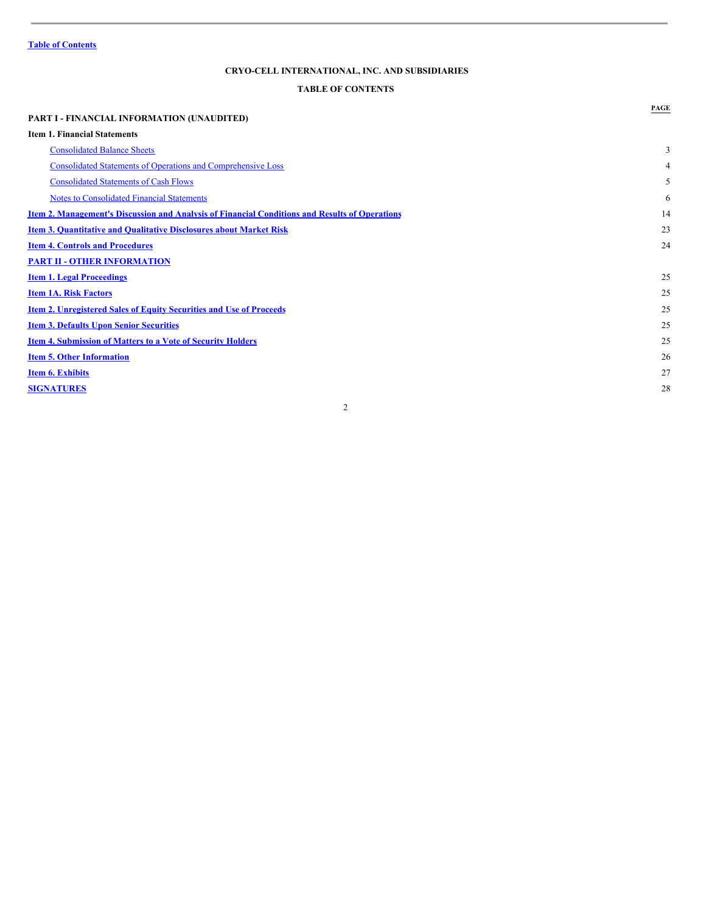[Table of Contents](#)

## CRYO-CELL INTERNATIONAL, INC. AND SUBSIDIARIES

## TABLE OF CONTENTS

| | PAGE |
|---|---|
| **PART I - FINANCIAL INFORMATION (UNAUDITED)** | |
| **Item 1. Financial Statements** | |
| Consolidated Balance Sheets | 3 |
| Consolidated Statements of Operations and Comprehensive Loss | 4 |
| Consolidated Statements of Cash Flows | 5 |
| Notes to Consolidated Financial Statements | 6 |
| **Item 2. Management's Discussion and Analysis of Financial Conditions and Results of Operations** | 14 |
| **Item 3. Quantitative and Qualitative Disclosures about Market Risk** | 23 |
| **Item 4. Controls and Procedures** | 24 |
| **PART II - OTHER INFORMATION** | |
| **Item 1. Legal Proceedings** | 25 |
| **Item 1A. Risk Factors** | 25 |
| **Item 2. Unregistered Sales of Equity Securities and Use of Proceeds** | 25 |
| **Item 3. Defaults Upon Senior Securities** | 25 |
| **Item 4. Submission of Matters to a Vote of Security Holders** | 25 |
| **Item 5. Other Information** | 26 |
| **Item 6. Exhibits** | 27 |
| **SIGNATURES** | 28 |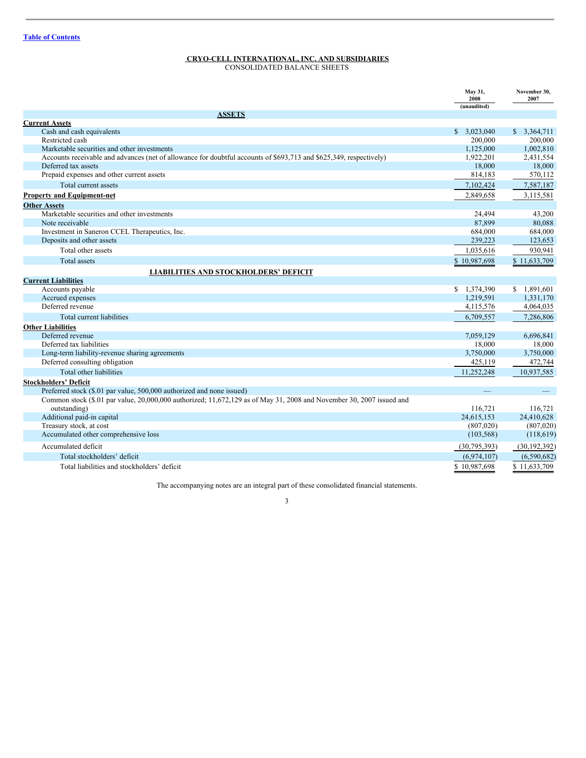Table of Contents

# CRYO-CELL INTERNATIONAL, INC. AND SUBSIDIARIES

## CONSOLIDATED BALANCE SHEETS

| | May 31, 2008 (unaudited) | November 30, 2007 |
|---|---|---|
| **ASSETS** | | |
| **Current Assets** | | |
| Cash and cash equivalents | $ 3,023,040 | $ 3,364,711 |
| Restricted cash | 200,000 | 200,000 |
| Marketable securities and other investments | 1,125,000 | 1,002,810 |
| Accounts receivable and advances (net of allowance for doubtful accounts of $693,713 and $625,349, respectively) | 1,922,201 | 2,431,554 |
| Deferred tax assets | 18,000 | 18,000 |
| Prepaid expenses and other current assets | 814,183 | 570,112 |
| Total current assets | 7,102,424 | 7,587,187 |
| **Property and Equipment-net** | 2,849,658 | 3,115,581 |
| **Other Assets** | | |
| Marketable securities and other investments | 24,494 | 43,200 |
| Note receivable | 87,899 | 80,088 |
| Investment in Saneron CCEL Therapeutics, Inc. | 684,000 | 684,000 |
| Deposits and other assets | 239,223 | 123,653 |
| Total other assets | 1,035,616 | 930,941 |
| Total assets | $ 10,987,698 | $ 11,633,709 |
| **LIABILITIES AND STOCKHOLDERS' DEFICIT** | | |
| **Current Liabilities** | | |
| Accounts payable | $ 1,374,390 | $ 1,891,601 |
| Accrued expenses | 1,219,591 | 1,331,170 |
| Deferred revenue | 4,115,576 | 4,064,035 |
| Total current liabilities | 6,709,557 | 7,286,806 |
| **Other Liabilities** | | |
| Deferred revenue | 7,059,129 | 6,696,841 |
| Deferred tax liabilities | 18,000 | 18,000 |
| Long-term liability-revenue sharing agreements | 3,750,000 | 3,750,000 |
| Deferred consulting obligation | 425,119 | 472,744 |
| Total other liabilities | 11,252,248 | 10,937,585 |
| **Stockholders' Deficit** | | |
| Preferred stock ($.01 par value, 500,000 authorized and none issued) | — | — |
| Common stock ($.01 par value, 20,000,000 authorized; 11,672,129 as of May 31, 2008 and November 30, 2007 issued and outstanding) | 116,721 | 116,721 |
| Additional paid-in capital | 24,615,153 | 24,410,628 |
| Treasury stock, at cost | (807,020) | (807,020) |
| Accumulated other comprehensive loss | (103,568) | (118,619) |
| Accumulated deficit | (30,795,393) | (30,192,392) |
| Total stockholders' deficit | (6,974,107) | (6,590,682) |
| Total liabilities and stockholders' deficit | $ 10,987,698 | $ 11,633,709 |

The accompanying notes are an integral part of these consolidated financial statements.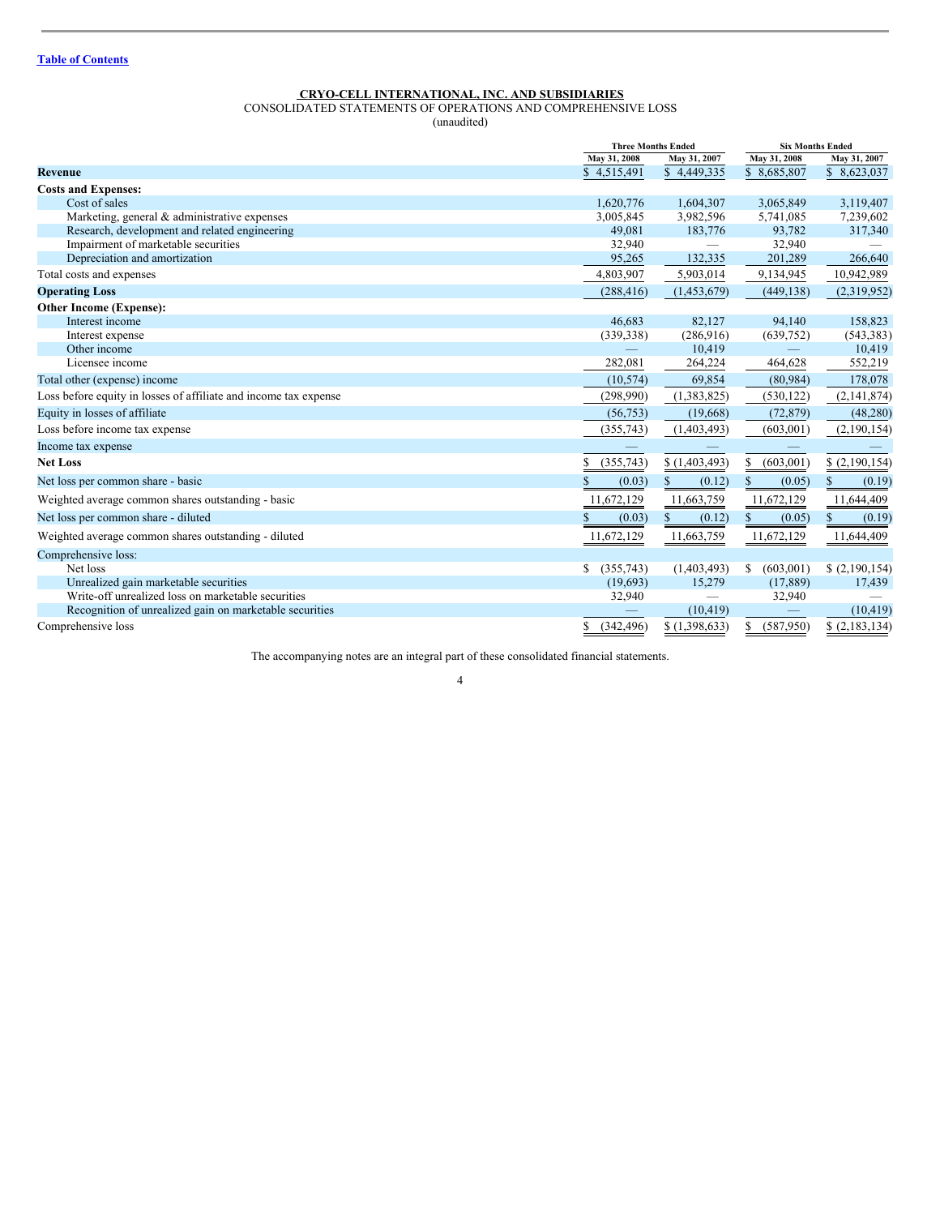Table of Contents

**CRYO-CELL INTERNATIONAL, INC. AND SUBSIDIARIES**

CONSOLIDATED STATEMENTS OF OPERATIONS AND COMPREHENSIVE LOSS

(unaudited)

| | Three Months Ended | | Six Months Ended | |
|---|---|---|---|---|
| | May 31, 2008 | May 31, 2007 | May 31, 2008 | May 31, 2007 |
| **Revenue** | $ 4,515,491 | $ 4,449,335 | $ 8,685,807 | $ 8,623,037 |
| **Costs and Expenses:** | | | | |
| Cost of sales | 1,620,776 | 1,604,307 | 3,065,849 | 3,119,407 |
| Marketing, general & administrative expenses | 3,005,845 | 3,982,596 | 5,741,085 | 7,239,602 |
| Research, development and related engineering | 49,081 | 183,776 | 93,782 | 317,340 |
| Impairment of marketable securities | 32,940 | — | 32,940 | — |
| Depreciation and amortization | 95,265 | 132,335 | 201,289 | 266,640 |
| Total costs and expenses | 4,803,907 | 5,903,014 | 9,134,945 | 10,942,989 |
| **Operating Loss** | (288,416) | (1,453,679) | (449,138) | (2,319,952) |
| **Other Income (Expense):** | | | | |
| Interest income | 46,683 | 82,127 | 94,140 | 158,823 |
| Interest expense | (339,338) | (286,916) | (639,752) | (543,383) |
| Other income | — | 10,419 | — | 10,419 |
| Licensee income | 282,081 | 264,224 | 464,628 | 552,219 |
| Total other (expense) income | (10,574) | 69,854 | (80,984) | 178,078 |
| Loss before equity in losses of affiliate and income tax expense | (298,990) | (1,383,825) | (530,122) | (2,141,874) |
| Equity in losses of affiliate | (56,753) | (19,668) | (72,879) | (48,280) |
| Loss before income tax expense | (355,743) | (1,403,493) | (603,001) | (2,190,154) |
| Income tax expense | — | — | — | — |
| **Net Loss** | $ (355,743) | $ (1,403,493) | $ (603,001) | $ (2,190,154) |
| Net loss per common share - basic | $ (0.03) | $ (0.12) | $ (0.05) | $ (0.19) |
| Weighted average common shares outstanding - basic | 11,672,129 | 11,663,759 | 11,672,129 | 11,644,409 |
| Net loss per common share - diluted | $ (0.03) | $ (0.12) | $ (0.05) | $ (0.19) |
| Weighted average common shares outstanding - diluted | 11,672,129 | 11,663,759 | 11,672,129 | 11,644,409 |
| Comprehensive loss: | | | | |
| Net loss | $ (355,743) | (1,403,493) | $ (603,001) | $ (2,190,154) |
| Unrealized gain marketable securities | (19,693) | 15,279 | (17,889) | 17,439 |
| Write-off unrealized loss on marketable securities | 32,940 | — | 32,940 | — |
| Recognition of unrealized gain on marketable securities | — | (10,419) | — | (10,419) |
| Comprehensive loss | $ (342,496) | $ (1,398,633) | $ (587,950) | $ (2,183,134) |

The accompanying notes are an integral part of these consolidated financial statements.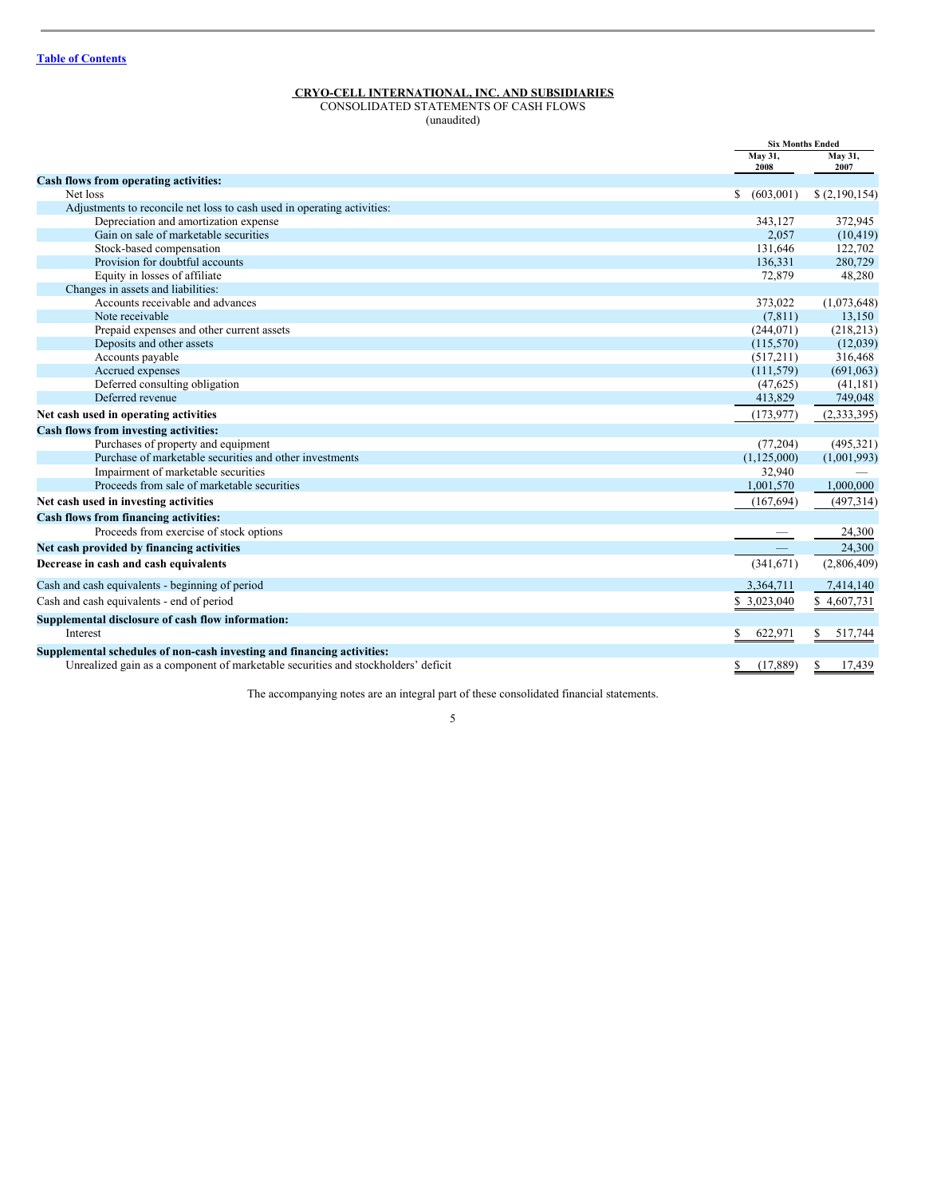[Table of Contents]

**CRYO-CELL INTERNATIONAL, INC. AND SUBSIDIARIES**

CONSOLIDATED STATEMENTS OF CASH FLOWS

(unaudited)

| | Six Months Ended | |
|---|---|---|
| | May 31, 2008 | May 31, 2007 |
| **Cash flows from operating activities:** | | |
| Net loss | $ (603,001) | $ (2,190,154) |
| Adjustments to reconcile net loss to cash used in operating activities: | | |
| Depreciation and amortization expense | 343,127 | 372,945 |
| Gain on sale of marketable securities | 2,057 | (10,419) |
| Stock-based compensation | 131,646 | 122,702 |
| Provision for doubtful accounts | 136,331 | 280,729 |
| Equity in losses of affiliate | 72,879 | 48,280 |
| Changes in assets and liabilities: | | |
| Accounts receivable and advances | 373,022 | (1,073,648) |
| Note receivable | (7,811) | 13,150 |
| Prepaid expenses and other current assets | (244,071) | (218,213) |
| Deposits and other assets | (115,570) | (12,039) |
| Accounts payable | (517,211) | 316,468 |
| Accrued expenses | (111,579) | (691,063) |
| Deferred consulting obligation | (47,625) | (41,181) |
| Deferred revenue | 413,829 | 749,048 |
| **Net cash used in operating activities** | (173,977) | (2,333,395) |
| **Cash flows from investing activities:** | | |
| Purchases of property and equipment | (77,204) | (495,321) |
| Purchase of marketable securities and other investments | (1,125,000) | (1,001,993) |
| Impairment of marketable securities | 32,940 | — |
| Proceeds from sale of marketable securities | 1,001,570 | 1,000,000 |
| **Net cash used in investing activities** | (167,694) | (497,314) |
| **Cash flows from financing activities:** | | |
| Proceeds from exercise of stock options | — | 24,300 |
| **Net cash provided by financing activities** | — | 24,300 |
| **Decrease in cash and cash equivalents** | (341,671) | (2,806,409) |
| Cash and cash equivalents - beginning of period | 3,364,711 | 7,414,140 |
| Cash and cash equivalents - end of period | $ 3,023,040 | $ 4,607,731 |
| **Supplemental disclosure of cash flow information:** | | |
| Interest | $ 622,971 | $ 517,744 |
| **Supplemental schedules of non-cash investing and financing activities:** | | |
| Unrealized gain as a component of marketable securities and stockholders' deficit | $ (17,889) | $ 17,439 |

The accompanying notes are an integral part of these consolidated financial statements.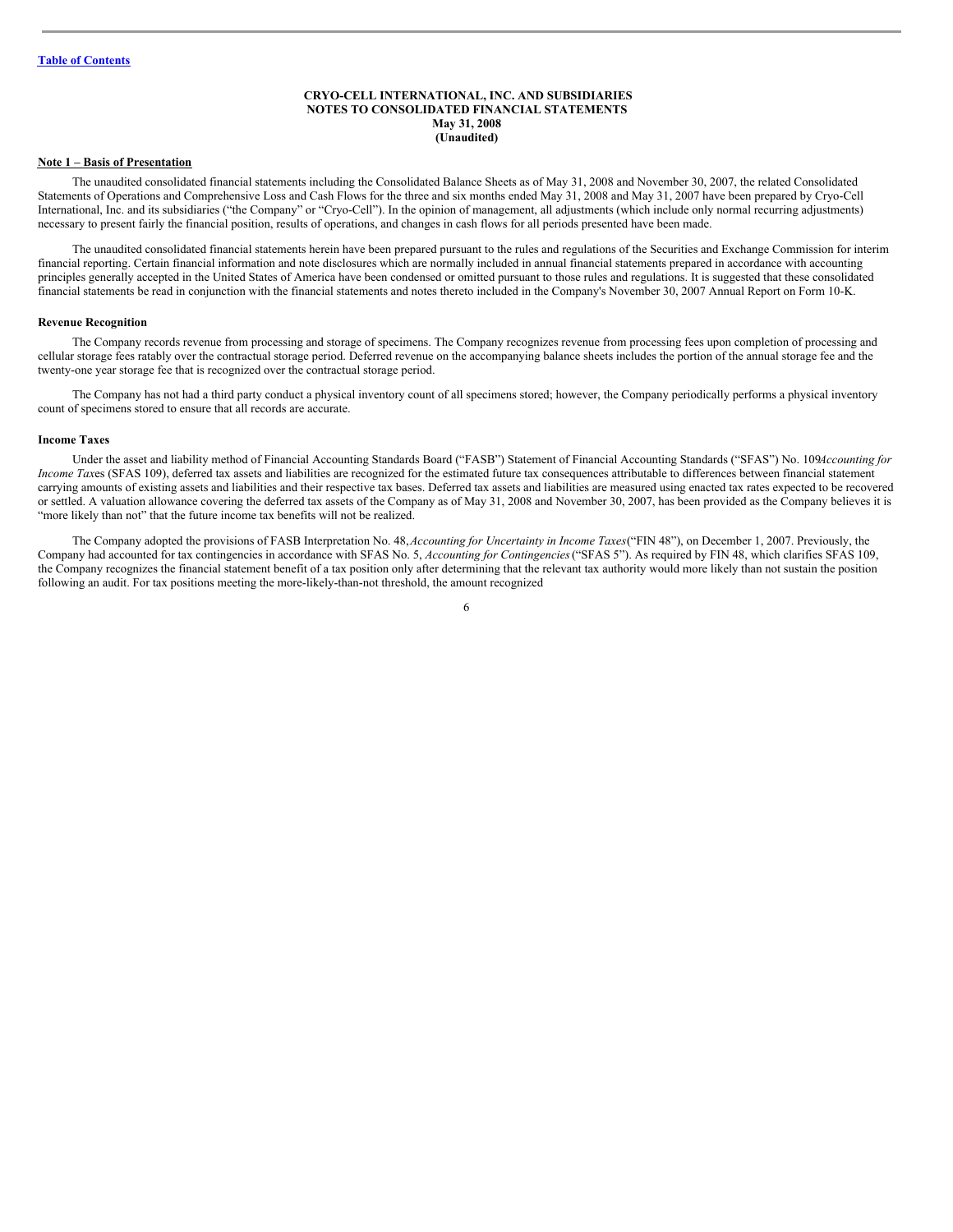[Table of Contents](#)

**CRYO-CELL INTERNATIONAL, INC. AND SUBSIDIARIES**
**NOTES TO CONSOLIDATED FINANCIAL STATEMENTS**
**May 31, 2008**
**(Unaudited)**

## Note 1 – Basis of Presentation

The unaudited consolidated financial statements including the Consolidated Balance Sheets as of May 31, 2008 and November 30, 2007, the related Consolidated Statements of Operations and Comprehensive Loss and Cash Flows for the three and six months ended May 31, 2008 and May 31, 2007 have been prepared by Cryo-Cell International, Inc. and its subsidiaries ("the Company" or "Cryo-Cell"). In the opinion of management, all adjustments (which include only normal recurring adjustments) necessary to present fairly the financial position, results of operations, and changes in cash flows for all periods presented have been made.

The unaudited consolidated financial statements herein have been prepared pursuant to the rules and regulations of the Securities and Exchange Commission for interim financial reporting. Certain financial information and note disclosures which are normally included in annual financial statements prepared in accordance with accounting principles generally accepted in the United States of America have been condensed or omitted pursuant to those rules and regulations. It is suggested that these consolidated financial statements be read in conjunction with the financial statements and notes thereto included in the Company's November 30, 2007 Annual Report on Form 10-K.

### Revenue Recognition

The Company records revenue from processing and storage of specimens. The Company recognizes revenue from processing fees upon completion of processing and cellular storage fees ratably over the contractual storage period. Deferred revenue on the accompanying balance sheets includes the portion of the annual storage fee and the twenty-one year storage fee that is recognized over the contractual storage period.

The Company has not had a third party conduct a physical inventory count of all specimens stored; however, the Company periodically performs a physical inventory count of specimens stored to ensure that all records are accurate.

### Income Taxes

Under the asset and liability method of Financial Accounting Standards Board ("FASB") Statement of Financial Accounting Standards ("SFAS") No. 109 *Accounting for Income Taxes* (SFAS 109), deferred tax assets and liabilities are recognized for the estimated future tax consequences attributable to differences between financial statement carrying amounts of existing assets and liabilities and their respective tax bases. Deferred tax assets and liabilities are measured using enacted tax rates expected to be recovered or settled. A valuation allowance covering the deferred tax assets of the Company as of May 31, 2008 and November 30, 2007, has been provided as the Company believes it is "more likely than not" that the future income tax benefits will not be realized.

The Company adopted the provisions of FASB Interpretation No. 48, *Accounting for Uncertainty in Income Taxes* ("FIN 48"), on December 1, 2007. Previously, the Company had accounted for tax contingencies in accordance with SFAS No. 5, *Accounting for Contingencies* ("SFAS 5"). As required by FIN 48, which clarifies SFAS 109, the Company recognizes the financial statement benefit of a tax position only after determining that the relevant tax authority would more likely than not sustain the position following an audit. For tax positions meeting the more-likely-than-not threshold, the amount recognized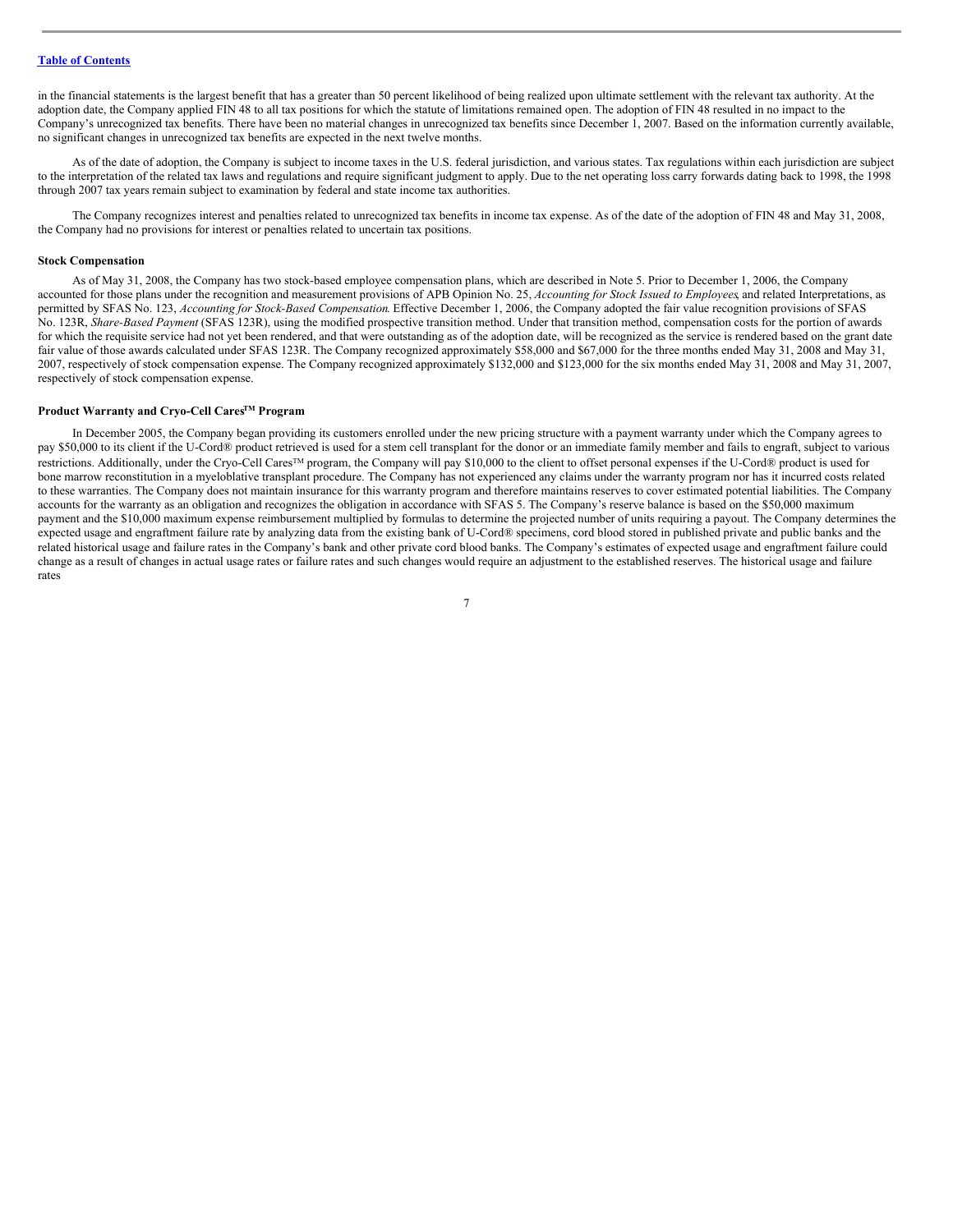in the financial statements is the largest benefit that has a greater than 50 percent likelihood of being realized upon ultimate settlement with the relevant tax authority. At the adoption date, the Company applied FIN 48 to all tax positions for which the statute of limitations remained open. The adoption of FIN 48 resulted in no impact to the Company's unrecognized tax benefits. There have been no material changes in unrecognized tax benefits since December 1, 2007. Based on the information currently available, no significant changes in unrecognized tax benefits are expected in the next twelve months.

As of the date of adoption, the Company is subject to income taxes in the U.S. federal jurisdiction, and various states. Tax regulations within each jurisdiction are subject to the interpretation of the related tax laws and regulations and require significant judgment to apply. Due to the net operating loss carry forwards dating back to 1998, the 1998 through 2007 tax years remain subject to examination by federal and state income tax authorities.

The Company recognizes interest and penalties related to unrecognized tax benefits in income tax expense. As of the date of the adoption of FIN 48 and May 31, 2008, the Company had no provisions for interest or penalties related to uncertain tax positions.

**Stock Compensation**

As of May 31, 2008, the Company has two stock-based employee compensation plans, which are described in Note 5. Prior to December 1, 2006, the Company accounted for those plans under the recognition and measurement provisions of APB Opinion No. 25, *Accounting for Stock Issued to Employees*, and related Interpretations, as permitted by SFAS No. 123, *Accounting for Stock-Based Compensation*. Effective December 1, 2006, the Company adopted the fair value recognition provisions of SFAS No. 123R, *Share-Based Payment* (SFAS 123R), using the modified prospective transition method. Under that transition method, compensation costs for the portion of awards for which the requisite service had not yet been rendered, and that were outstanding as of the adoption date, will be recognized as the service is rendered based on the grant date fair value of those awards calculated under SFAS 123R. The Company recognized approximately $58,000 and $67,000 for the three months ended May 31, 2008 and May 31, 2007, respectively of stock compensation expense. The Company recognized approximately $132,000 and $123,000 for the six months ended May 31, 2008 and May 31, 2007, respectively of stock compensation expense.

**Product Warranty and Cryo-Cell Cares™ Program**

In December 2005, the Company began providing its customers enrolled under the new pricing structure with a payment warranty under which the Company agrees to pay $50,000 to its client if the U-Cord® product retrieved is used for a stem cell transplant for the donor or an immediate family member and fails to engraft, subject to various restrictions. Additionally, under the Cryo-Cell Cares™ program, the Company will pay $10,000 to the client to offset personal expenses if the U-Cord® product is used for bone marrow reconstitution in a myeloblative transplant procedure. The Company has not experienced any claims under the warranty program nor has it incurred costs related to these warranties. The Company does not maintain insurance for this warranty program and therefore maintains reserves to cover estimated potential liabilities. The Company accounts for the warranty as an obligation and recognizes the obligation in accordance with SFAS 5. The Company's reserve balance is based on the $50,000 maximum payment and the $10,000 maximum expense reimbursement multiplied by formulas to determine the projected number of units requiring a payout. The Company determines the expected usage and engraftment failure rate by analyzing data from the existing bank of U-Cord® specimens, cord blood stored in published private and public banks and the related historical usage and failure rates in the Company's bank and other private cord blood banks. The Company's estimates of expected usage and engraftment failure could change as a result of changes in actual usage rates or failure rates and such changes would require an adjustment to the established reserves. The historical usage and failure rates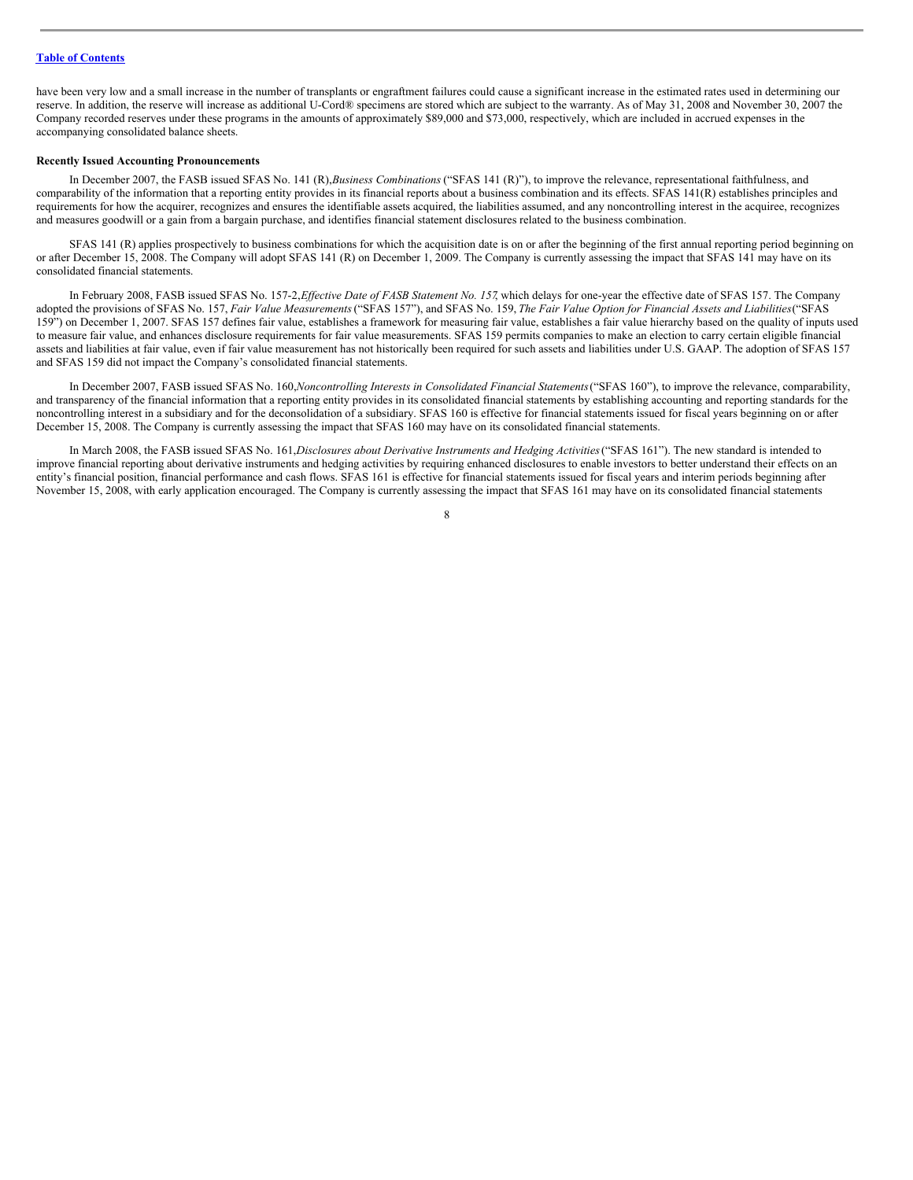have been very low and a small increase in the number of transplants or engraftment failures could cause a significant increase in the estimated rates used in determining our reserve. In addition, the reserve will increase as additional U-Cord® specimens are stored which are subject to the warranty. As of May 31, 2008 and November 30, 2007 the Company recorded reserves under these programs in the amounts of approximately $89,000 and $73,000, respectively, which are included in accrued expenses in the accompanying consolidated balance sheets.

**Recently Issued Accounting Pronouncements**

In December 2007, the FASB issued SFAS No. 141 (R), *Business Combinations* ("SFAS 141 (R)"), to improve the relevance, representational faithfulness, and comparability of the information that a reporting entity provides in its financial reports about a business combination and its effects. SFAS 141(R) establishes principles and requirements for how the acquirer, recognizes and ensures the identifiable assets acquired, the liabilities assumed, and any noncontrolling interest in the acquiree, recognizes and measures goodwill or a gain from a bargain purchase, and identifies financial statement disclosures related to the business combination.

SFAS 141 (R) applies prospectively to business combinations for which the acquisition date is on or after the beginning of the first annual reporting period beginning on or after December 15, 2008. The Company will adopt SFAS 141 (R) on December 1, 2009. The Company is currently assessing the impact that SFAS 141 may have on its consolidated financial statements.

In February 2008, FASB issued SFAS No. 157-2, *Effective Date of FASB Statement No. 157*, which delays for one-year the effective date of SFAS 157. The Company adopted the provisions of SFAS No. 157, *Fair Value Measurements* ("SFAS 157"), and SFAS No. 159, *The Fair Value Option for Financial Assets and Liabilities* ("SFAS 159") on December 1, 2007. SFAS 157 defines fair value, establishes a framework for measuring fair value, establishes a fair value hierarchy based on the quality of inputs used to measure fair value, and enhances disclosure requirements for fair value measurements. SFAS 159 permits companies to make an election to carry certain eligible financial assets and liabilities at fair value, even if fair value measurement has not historically been required for such assets and liabilities under U.S. GAAP. The adoption of SFAS 157 and SFAS 159 did not impact the Company's consolidated financial statements.

In December 2007, FASB issued SFAS No. 160, *Noncontrolling Interests in Consolidated Financial Statements* ("SFAS 160"), to improve the relevance, comparability, and transparency of the financial information that a reporting entity provides in its consolidated financial statements by establishing accounting and reporting standards for the noncontrolling interest in a subsidiary and for the deconsolidation of a subsidiary. SFAS 160 is effective for financial statements issued for fiscal years beginning on or after December 15, 2008. The Company is currently assessing the impact that SFAS 160 may have on its consolidated financial statements.

In March 2008, the FASB issued SFAS No. 161, *Disclosures about Derivative Instruments and Hedging Activities* ("SFAS 161"). The new standard is intended to improve financial reporting about derivative instruments and hedging activities by requiring enhanced disclosures to enable investors to better understand their effects on an entity's financial position, financial performance and cash flows. SFAS 161 is effective for financial statements issued for fiscal years and interim periods beginning after November 15, 2008, with early application encouraged. The Company is currently assessing the impact that SFAS 161 may have on its consolidated financial statements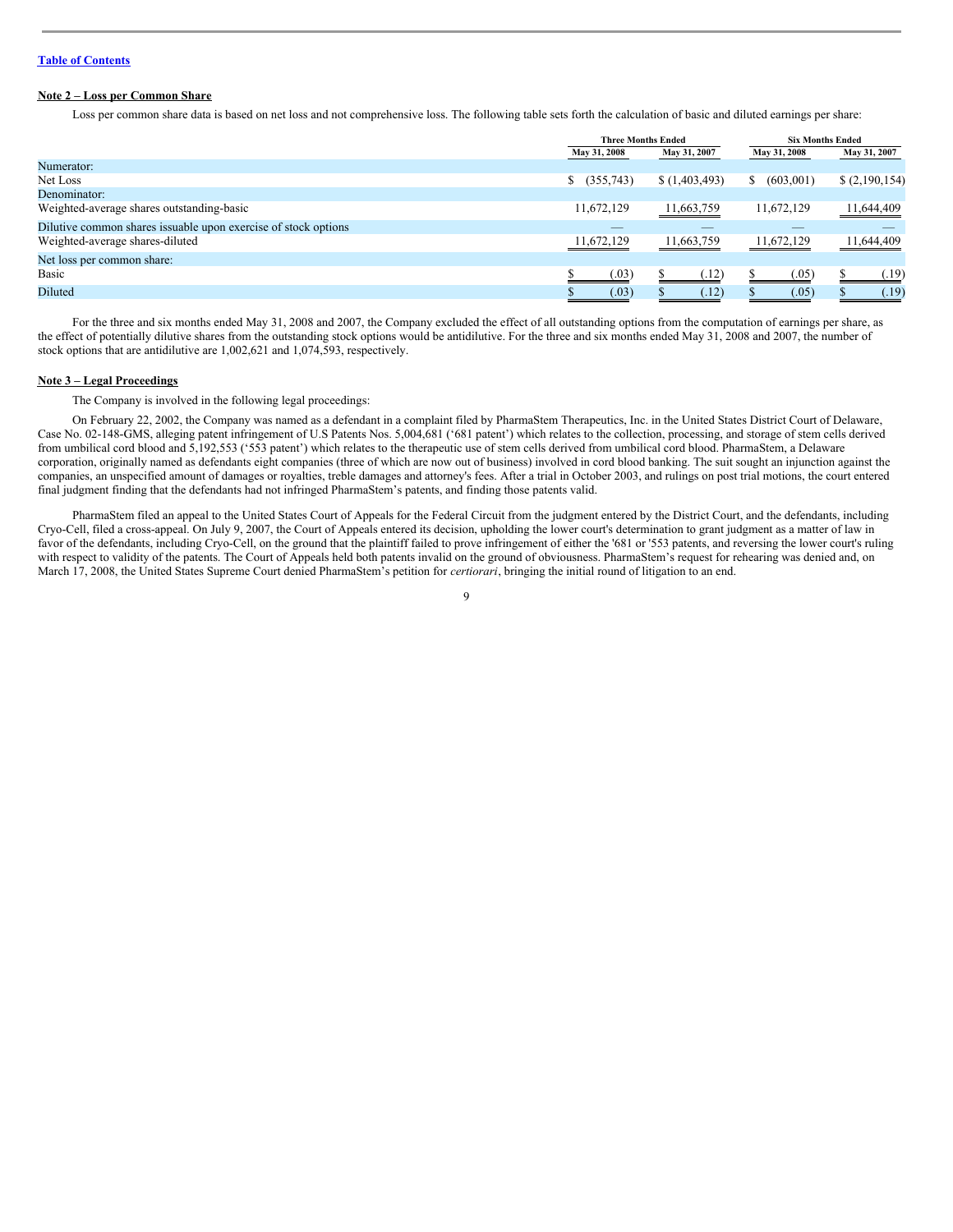[Table of Contents](#)

**Note 2 – Loss per Common Share**

Loss per common share data is based on net loss and not comprehensive loss. The following table sets forth the calculation of basic and diluted earnings per share:

| | Three Months Ended | | Six Months Ended | |
|---|---|---|---|---|
| | May 31, 2008 | May 31, 2007 | May 31, 2008 | May 31, 2007 |
| Numerator: | | | | |
| Net Loss | $ (355,743) | $ (1,403,493) | $ (603,001) | $ (2,190,154) |
| Denominator: | | | | |
| Weighted-average shares outstanding-basic | 11,672,129 | 11,663,759 | 11,672,129 | 11,644,409 |
| Dilutive common shares issuable upon exercise of stock options | — | — | — | — |
| Weighted-average shares-diluted | 11,672,129 | 11,663,759 | 11,672,129 | 11,644,409 |
| Net loss per common share: | | | | |
| Basic | $ (.03) | $ (.12) | $ (.05) | $ (.19) |
| Diluted | $ (.03) | $ (.12) | $ (.05) | $ (.19) |

For the three and six months ended May 31, 2008 and 2007, the Company excluded the effect of all outstanding options from the computation of earnings per share, as the effect of potentially dilutive shares from the outstanding stock options would be antidilutive. For the three and six months ended May 31, 2008 and 2007, the number of stock options that are antidilutive are 1,002,621 and 1,074,593, respectively.

**Note 3 – Legal Proceedings**

The Company is involved in the following legal proceedings:

On February 22, 2002, the Company was named as a defendant in a complaint filed by PharmaStem Therapeutics, Inc. in the United States District Court of Delaware, Case No. 02-148-GMS, alleging patent infringement of U.S Patents Nos. 5,004,681 ('681 patent') which relates to the collection, processing, and storage of stem cells derived from umbilical cord blood and 5,192,553 ('553 patent') which relates to the therapeutic use of stem cells derived from umbilical cord blood. PharmaStem, a Delaware corporation, originally named as defendants eight companies (three of which are now out of business) involved in cord blood banking. The suit sought an injunction against the companies, an unspecified amount of damages or royalties, treble damages and attorney's fees. After a trial in October 2003, and rulings on post trial motions, the court entered final judgment finding that the defendants had not infringed PharmaStem's patents, and finding those patents valid.

PharmaStem filed an appeal to the United States Court of Appeals for the Federal Circuit from the judgment entered by the District Court, and the defendants, including Cryo-Cell, filed a cross-appeal. On July 9, 2007, the Court of Appeals entered its decision, upholding the lower court's determination to grant judgment as a matter of law in favor of the defendants, including Cryo-Cell, on the ground that the plaintiff failed to prove infringement of either the '681 or '553 patents, and reversing the lower court's ruling with respect to validity of the patents. The Court of Appeals held both patents invalid on the ground of obviousness. PharmaStem's request for rehearing was denied and, on March 17, 2008, the United States Supreme Court denied PharmaStem's petition for *certiorari*, bringing the initial round of litigation to an end.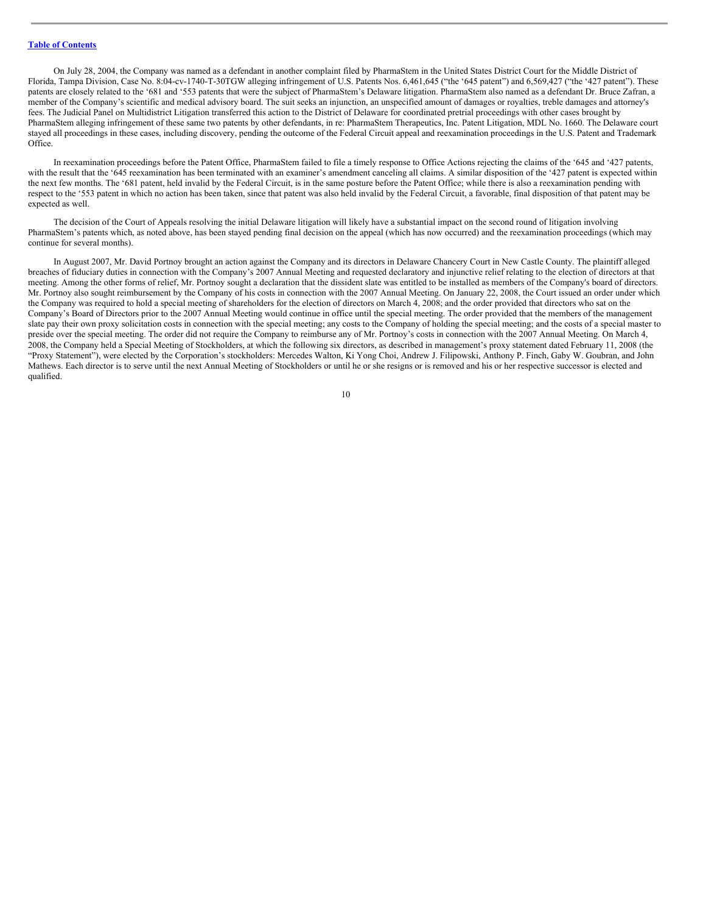On July 28, 2004, the Company was named as a defendant in another complaint filed by PharmaStem in the United States District Court for the Middle District of Florida, Tampa Division, Case No. 8:04-cv-1740-T-30TGW alleging infringement of U.S. Patents Nos. 6,461,645 ("the '645 patent") and 6,569,427 ("the '427 patent"). These patents are closely related to the '681 and '553 patents that were the subject of PharmaStem's Delaware litigation. PharmaStem also named as a defendant Dr. Bruce Zafran, a member of the Company's scientific and medical advisory board. The suit seeks an injunction, an unspecified amount of damages or royalties, treble damages and attorney's fees. The Judicial Panel on Multidistrict Litigation transferred this action to the District of Delaware for coordinated pretrial proceedings with other cases brought by PharmaStem alleging infringement of these same two patents by other defendants, in re: PharmaStem Therapeutics, Inc. Patent Litigation, MDL No. 1660. The Delaware court stayed all proceedings in these cases, including discovery, pending the outcome of the Federal Circuit appeal and reexamination proceedings in the U.S. Patent and Trademark Office.

In reexamination proceedings before the Patent Office, PharmaStem failed to file a timely response to Office Actions rejecting the claims of the '645 and '427 patents, with the result that the '645 reexamination has been terminated with an examiner's amendment canceling all claims. A similar disposition of the '427 patent is expected within the next few months. The '681 patent, held invalid by the Federal Circuit, is in the same posture before the Patent Office; while there is also a reexamination pending with respect to the '553 patent in which no action has been taken, since that patent was also held invalid by the Federal Circuit, a favorable, final disposition of that patent may be expected as well.

The decision of the Court of Appeals resolving the initial Delaware litigation will likely have a substantial impact on the second round of litigation involving PharmaStem's patents which, as noted above, has been stayed pending final decision on the appeal (which has now occurred) and the reexamination proceedings (which may continue for several months).

In August 2007, Mr. David Portnoy brought an action against the Company and its directors in Delaware Chancery Court in New Castle County. The plaintiff alleged breaches of fiduciary duties in connection with the Company's 2007 Annual Meeting and requested declaratory and injunctive relief relating to the election of directors at that meeting. Among the other forms of relief, Mr. Portnoy sought a declaration that the dissident slate was entitled to be installed as members of the Company's board of directors. Mr. Portnoy also sought reimbursement by the Company of his costs in connection with the 2007 Annual Meeting. On January 22, 2008, the Court issued an order under which the Company was required to hold a special meeting of shareholders for the election of directors on March 4, 2008; and the order provided that directors who sat on the Company's Board of Directors prior to the 2007 Annual Meeting would continue in office until the special meeting. The order provided that the members of the management slate pay their own proxy solicitation costs in connection with the special meeting; any costs to the Company of holding the special meeting; and the costs of a special master to preside over the special meeting. The order did not require the Company to reimburse any of Mr. Portnoy's costs in connection with the 2007 Annual Meeting. On March 4, 2008, the Company held a Special Meeting of Stockholders, at which the following six directors, as described in management's proxy statement dated February 11, 2008 (the "Proxy Statement"), were elected by the Corporation's stockholders: Mercedes Walton, Ki Yong Choi, Andrew J. Filipowski, Anthony P. Finch, Gaby W. Goubran, and John Mathews. Each director is to serve until the next Annual Meeting of Stockholders or until he or she resigns or is removed and his or her respective successor is elected and qualified.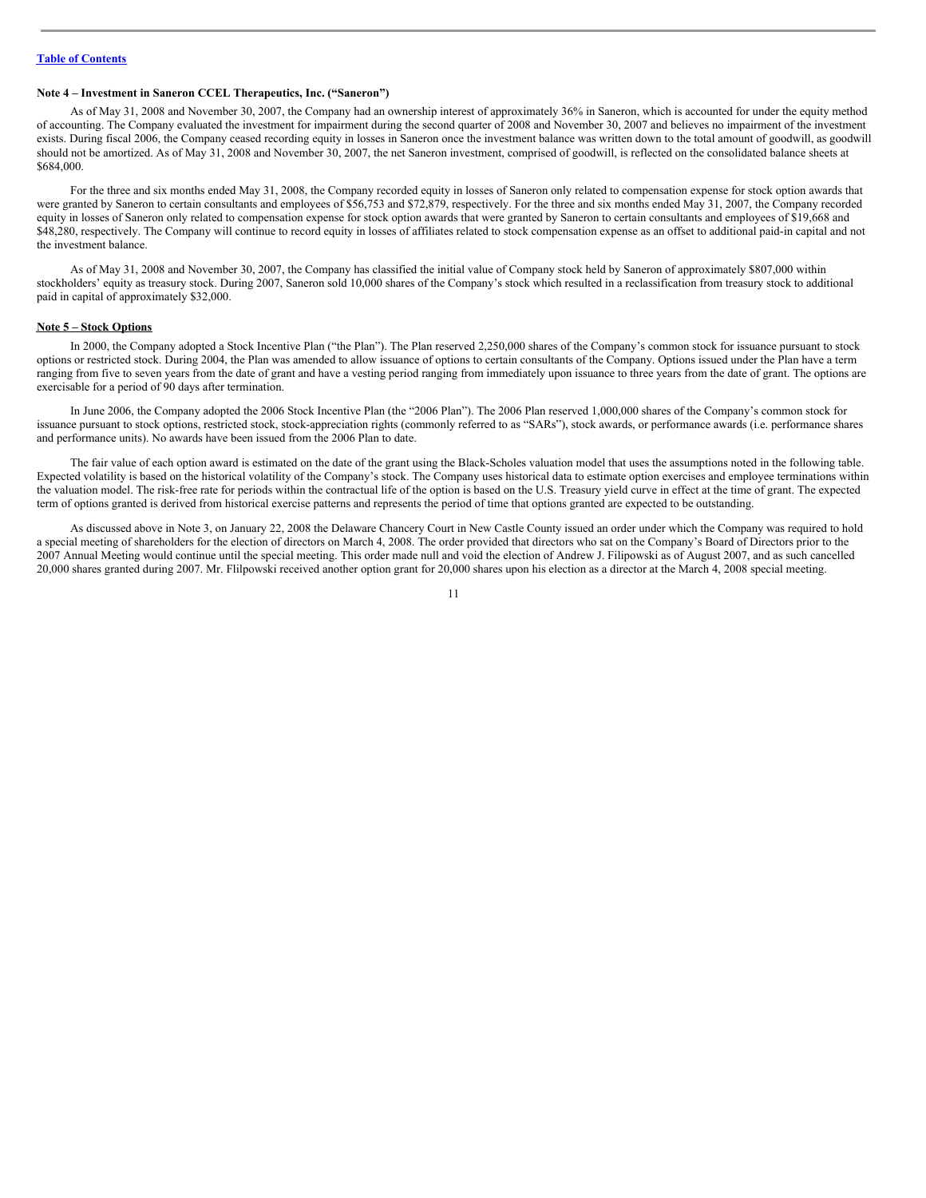**Note 4 – Investment in Saneron CCEL Therapeutics, Inc. ("Saneron")**

As of May 31, 2008 and November 30, 2007, the Company had an ownership interest of approximately 36% in Saneron, which is accounted for under the equity method of accounting. The Company evaluated the investment for impairment during the second quarter of 2008 and November 30, 2007 and believes no impairment of the investment exists. During fiscal 2006, the Company ceased recording equity in losses in Saneron once the investment balance was written down to the total amount of goodwill, as goodwill should not be amortized. As of May 31, 2008 and November 30, 2007, the net Saneron investment, comprised of goodwill, is reflected on the consolidated balance sheets at $684,000.

For the three and six months ended May 31, 2008, the Company recorded equity in losses of Saneron only related to compensation expense for stock option awards that were granted by Saneron to certain consultants and employees of $56,753 and $72,879, respectively. For the three and six months ended May 31, 2007, the Company recorded equity in losses of Saneron only related to compensation expense for stock option awards that were granted by Saneron to certain consultants and employees of $19,668 and $48,280, respectively. The Company will continue to record equity in losses of affiliates related to stock compensation expense as an offset to additional paid-in capital and not the investment balance.

As of May 31, 2008 and November 30, 2007, the Company has classified the initial value of Company stock held by Saneron of approximately $807,000 within stockholders' equity as treasury stock. During 2007, Saneron sold 10,000 shares of the Company's stock which resulted in a reclassification from treasury stock to additional paid in capital of approximately $32,000.

**Note 5 – Stock Options**

In 2000, the Company adopted a Stock Incentive Plan ("the Plan"). The Plan reserved 2,250,000 shares of the Company's common stock for issuance pursuant to stock options or restricted stock. During 2004, the Plan was amended to allow issuance of options to certain consultants of the Company. Options issued under the Plan have a term ranging from five to seven years from the date of grant and have a vesting period ranging from immediately upon issuance to three years from the date of grant. The options are exercisable for a period of 90 days after termination.

In June 2006, the Company adopted the 2006 Stock Incentive Plan (the "2006 Plan"). The 2006 Plan reserved 1,000,000 shares of the Company's common stock for issuance pursuant to stock options, restricted stock, stock-appreciation rights (commonly referred to as "SARs"), stock awards, or performance awards (i.e. performance shares and performance units). No awards have been issued from the 2006 Plan to date.

The fair value of each option award is estimated on the date of the grant using the Black-Scholes valuation model that uses the assumptions noted in the following table. Expected volatility is based on the historical volatility of the Company's stock. The Company uses historical data to estimate option exercises and employee terminations within the valuation model. The risk-free rate for periods within the contractual life of the option is based on the U.S. Treasury yield curve in effect at the time of grant. The expected term of options granted is derived from historical exercise patterns and represents the period of time that options granted are expected to be outstanding.

As discussed above in Note 3, on January 22, 2008 the Delaware Chancery Court in New Castle County issued an order under which the Company was required to hold a special meeting of shareholders for the election of directors on March 4, 2008. The order provided that directors who sat on the Company's Board of Directors prior to the 2007 Annual Meeting would continue until the special meeting. This order made null and void the election of Andrew J. Filipowski as of August 2007, and as such cancelled 20,000 shares granted during 2007. Mr. Flilpowski received another option grant for 20,000 shares upon his election as a director at the March 4, 2008 special meeting.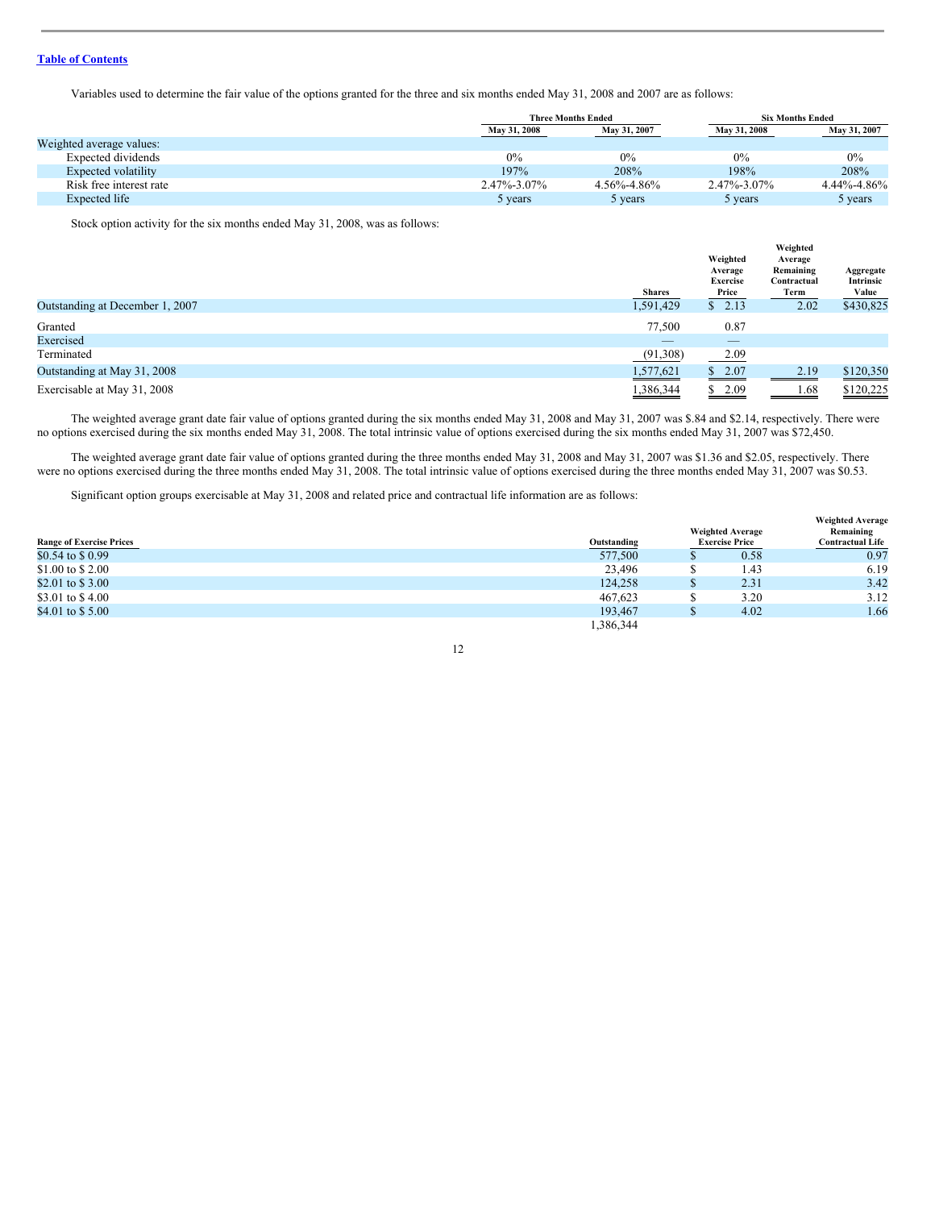Table of Contents

Variables used to determine the fair value of the options granted for the three and six months ended May 31, 2008 and 2007 are as follows:

| | Three Months Ended | | Six Months Ended | |
|---|---|---|---|---|
| | May 31, 2008 | May 31, 2007 | May 31, 2008 | May 31, 2007 |
| Weighted average values: | | | | |
| Expected dividends | 0% | 0% | 0% | 0% |
| Expected volatility | 197% | 208% | 198% | 208% |
| Risk free interest rate | 2.47%-3.07% | 4.56%-4.86% | 2.47%-3.07% | 4.44%-4.86% |
| Expected life | 5 years | 5 years | 5 years | 5 years |

Stock option activity for the six months ended May 31, 2008, was as follows:

| | Shares | Weighted Average Exercise Price | Weighted Average Remaining Contractual Term | Aggregate Intrinsic Value |
|---|---|---|---|---|
| Outstanding at December 1, 2007 | 1,591,429 | $ 2.13 | 2.02 | $430,825 |
| Granted | 77,500 | 0.87 | | |
| Exercised | — | — | | |
| Terminated | (91,308) | 2.09 | | |
| Outstanding at May 31, 2008 | 1,577,621 | $ 2.07 | 2.19 | $120,350 |
| Exercisable at May 31, 2008 | 1,386,344 | $ 2.09 | 1.68 | $120,225 |

The weighted average grant date fair value of options granted during the six months ended May 31, 2008 and May 31, 2007 was $.84 and $2.14, respectively. There were no options exercised during the six months ended May 31, 2008. The total intrinsic value of options exercised during the six months ended May 31, 2007 was $72,450.

The weighted average grant date fair value of options granted during the three months ended May 31, 2008 and May 31, 2007 was $1.36 and $2.05, respectively. There were no options exercised during the three months ended May 31, 2008. The total intrinsic value of options exercised during the three months ended May 31, 2007 was $0.53.

Significant option groups exercisable at May 31, 2008 and related price and contractual life information are as follows:

| Range of Exercise Prices | Outstanding | Weighted Average Exercise Price | Weighted Average Remaining Contractual Life |
|---|---|---|---|
| $0.54 to $ 0.99 | 577,500 | $ 0.58 | 0.97 |
| $1.00 to $ 2.00 | 23,496 | $ 1.43 | 6.19 |
| $2.01 to $ 3.00 | 124,258 | $ 2.31 | 3.42 |
| $3.01 to $ 4.00 | 467,623 | $ 3.20 | 3.12 |
| $4.01 to $ 5.00 | 193,467 | $ 4.02 | 1.66 |
| | 1,386,344 | | |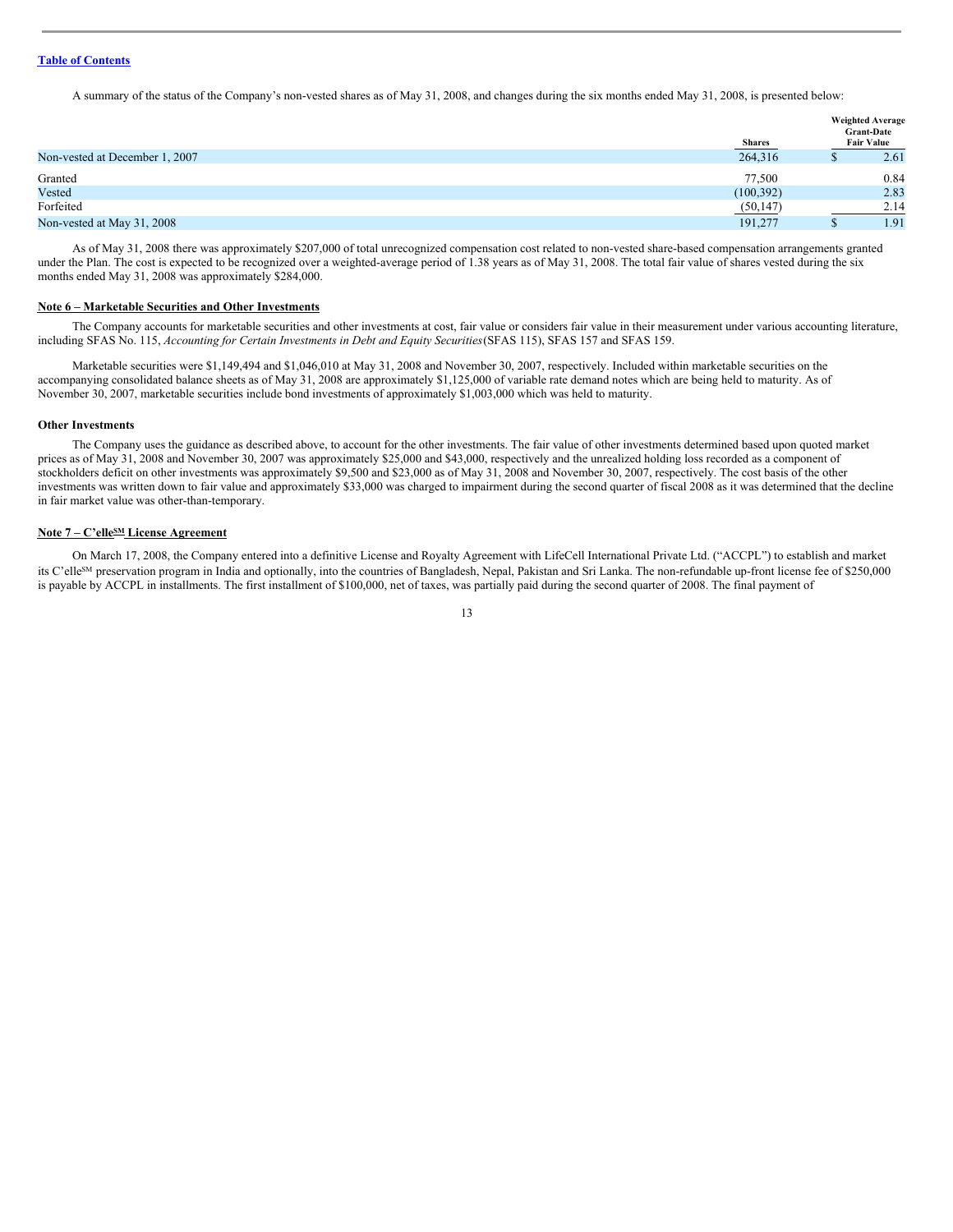A summary of the status of the Company's non-vested shares as of May 31, 2008, and changes during the six months ended May 31, 2008, is presented below:

| | Shares | Weighted Average Grant-Date Fair Value |
|---|---|---|
| Non-vested at December 1, 2007 | 264,316 | $ 2.61 |
| Granted | 77,500 | 0.84 |
| Vested | (100,392) | 2.83 |
| Forfeited | (50,147) | 2.14 |
| Non-vested at May 31, 2008 | 191,277 | $ 1.91 |

As of May 31, 2008 there was approximately $207,000 of total unrecognized compensation cost related to non-vested share-based compensation arrangements granted under the Plan. The cost is expected to be recognized over a weighted-average period of 1.38 years as of May 31, 2008. The total fair value of shares vested during the six months ended May 31, 2008 was approximately $284,000.

**Note 6 – Marketable Securities and Other Investments**

The Company accounts for marketable securities and other investments at cost, fair value or considers fair value in their measurement under various accounting literature, including SFAS No. 115, *Accounting for Certain Investments in Debt and Equity Securities*(SFAS 115), SFAS 157 and SFAS 159.

Marketable securities were $1,149,494 and $1,046,010 at May 31, 2008 and November 30, 2007, respectively. Included within marketable securities on the accompanying consolidated balance sheets as of May 31, 2008 are approximately $1,125,000 of variable rate demand notes which are being held to maturity. As of November 30, 2007, marketable securities include bond investments of approximately $1,003,000 which was held to maturity.

**Other Investments**

The Company uses the guidance as described above, to account for the other investments. The fair value of other investments determined based upon quoted market prices as of May 31, 2008 and November 30, 2007 was approximately $25,000 and $43,000, respectively and the unrealized holding loss recorded as a component of stockholders deficit on other investments was approximately $9,500 and $23,000 as of May 31, 2008 and November 30, 2007, respectively. The cost basis of the other investments was written down to fair value and approximately $33,000 was charged to impairment during the second quarter of fiscal 2008 as it was determined that the decline in fair market value was other-than-temporary.

**Note 7 – C'elle[SM] License Agreement**

On March 17, 2008, the Company entered into a definitive License and Royalty Agreement with LifeCell International Private Ltd. ("ACCPL") to establish and market its C'elle[SM] preservation program in India and optionally, into the countries of Bangladesh, Nepal, Pakistan and Sri Lanka. The non-refundable up-front license fee of $250,000 is payable by ACCPL in installments. The first installment of $100,000, net of taxes, was partially paid during the second quarter of 2008. The final payment of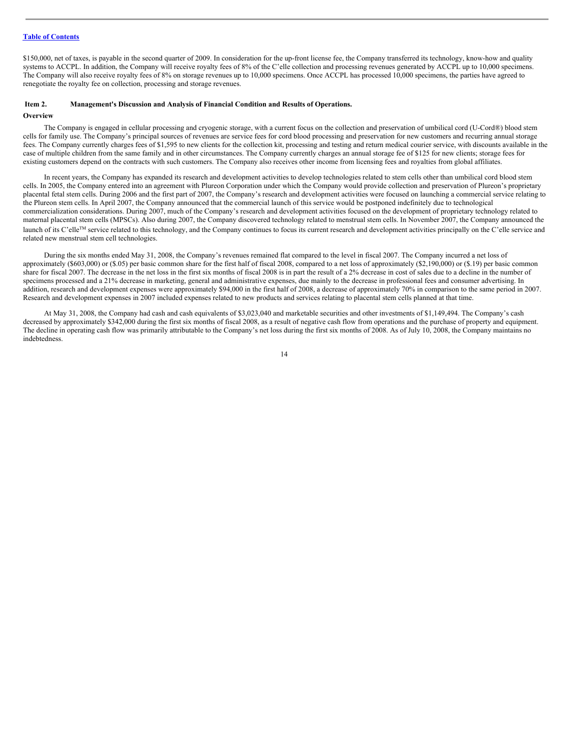$150,000, net of taxes, is payable in the second quarter of 2009. In consideration for the up-front license fee, the Company transferred its technology, know-how and quality systems to ACCPL. In addition, the Company will receive royalty fees of 8% of the C'elle collection and processing revenues generated by ACCPL up to 10,000 specimens. The Company will also receive royalty fees of 8% on storage revenues up to 10,000 specimens. Once ACCPL has processed 10,000 specimens, the parties have agreed to renegotiate the royalty fee on collection, processing and storage revenues.

## Item 2. Management's Discussion and Analysis of Financial Condition and Results of Operations.

### Overview

The Company is engaged in cellular processing and cryogenic storage, with a current focus on the collection and preservation of umbilical cord (U-Cord®) blood stem cells for family use. The Company's principal sources of revenues are service fees for cord blood processing and preservation for new customers and recurring annual storage fees. The Company currently charges fees of $1,595 to new clients for the collection kit, processing and testing and return medical courier service, with discounts available in the case of multiple children from the same family and in other circumstances. The Company currently charges an annual storage fee of $125 for new clients; storage fees for existing customers depend on the contracts with such customers. The Company also receives other income from licensing fees and royalties from global affiliates.

In recent years, the Company has expanded its research and development activities to develop technologies related to stem cells other than umbilical cord blood stem cells. In 2005, the Company entered into an agreement with Plureon Corporation under which the Company would provide collection and preservation of Plureon's proprietary placental fetal stem cells. During 2006 and the first part of 2007, the Company's research and development activities were focused on launching a commercial service relating to the Plureon stem cells. In April 2007, the Company announced that the commercial launch of this service would be postponed indefinitely due to technological commercialization considerations. During 2007, much of the Company's research and development activities focused on the development of proprietary technology related to maternal placental stem cells (MPSCs). Also during 2007, the Company discovered technology related to menstrual stem cells. In November 2007, the Company announced the launch of its C'elle™ service related to this technology, and the Company continues to focus its current research and development activities principally on the C'elle service and related new menstrual stem cell technologies.

During the six months ended May 31, 2008, the Company's revenues remained flat compared to the level in fiscal 2007. The Company incurred a net loss of approximately ($603,000) or ($.05) per basic common share for the first half of fiscal 2008, compared to a net loss of approximately ($2,190,000) or ($.19) per basic common share for fiscal 2007. The decrease in the net loss in the first six months of fiscal 2008 is in part the result of a 2% decrease in cost of sales due to a decline in the number of specimens processed and a 21% decrease in marketing, general and administrative expenses, due mainly to the decrease in professional fees and consumer advertising. In addition, research and development expenses were approximately $94,000 in the first half of 2008, a decrease of approximately 70% in comparison to the same period in 2007. Research and development expenses in 2007 included expenses related to new products and services relating to placental stem cells planned at that time.

At May 31, 2008, the Company had cash and cash equivalents of $3,023,040 and marketable securities and other investments of $1,149,494. The Company's cash decreased by approximately $342,000 during the first six months of fiscal 2008, as a result of negative cash flow from operations and the purchase of property and equipment. The decline in operating cash flow was primarily attributable to the Company's net loss during the first six months of 2008. As of July 10, 2008, the Company maintains no indebtedness.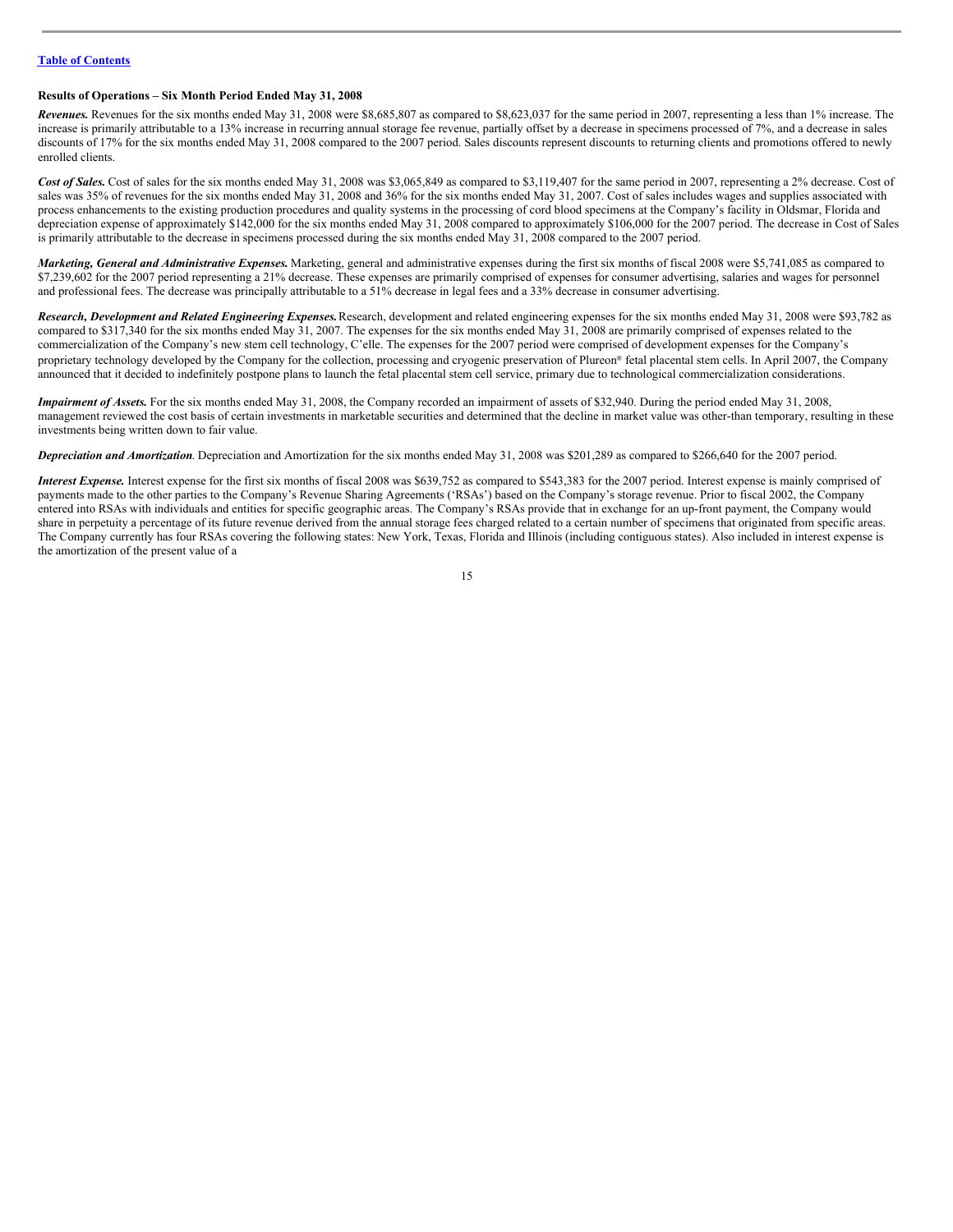[Table of Contents](#)

**Results of Operations – Six Month Period Ended May 31, 2008**

***Revenues.*** Revenues for the six months ended May 31, 2008 were $8,685,807 as compared to $8,623,037 for the same period in 2007, representing a less than 1% increase. The increase is primarily attributable to a 13% increase in recurring annual storage fee revenue, partially offset by a decrease in specimens processed of 7%, and a decrease in sales discounts of 17% for the six months ended May 31, 2008 compared to the 2007 period. Sales discounts represent discounts to returning clients and promotions offered to newly enrolled clients.

***Cost of Sales.*** Cost of sales for the six months ended May 31, 2008 was $3,065,849 as compared to $3,119,407 for the same period in 2007, representing a 2% decrease. Cost of sales was 35% of revenues for the six months ended May 31, 2008 and 36% for the six months ended May 31, 2007. Cost of sales includes wages and supplies associated with process enhancements to the existing production procedures and quality systems in the processing of cord blood specimens at the Company's facility in Oldsmar, Florida and depreciation expense of approximately $142,000 for the six months ended May 31, 2008 compared to approximately $106,000 for the 2007 period. The decrease in Cost of Sales is primarily attributable to the decrease in specimens processed during the six months ended May 31, 2008 compared to the 2007 period.

***Marketing, General and Administrative Expenses.*** Marketing, general and administrative expenses during the first six months of fiscal 2008 were $5,741,085 as compared to $7,239,602 for the 2007 period representing a 21% decrease. These expenses are primarily comprised of expenses for consumer advertising, salaries and wages for personnel and professional fees. The decrease was principally attributable to a 51% decrease in legal fees and a 33% decrease in consumer advertising.

***Research, Development and Related Engineering Expenses.*** Research, development and related engineering expenses for the six months ended May 31, 2008 were $93,782 as compared to $317,340 for the six months ended May 31, 2007. The expenses for the six months ended May 31, 2008 are primarily comprised of expenses related to the commercialization of the Company's new stem cell technology, C'elle. The expenses for the 2007 period were comprised of development expenses for the Company's proprietary technology developed by the Company for the collection, processing and cryogenic preservation of Plureon® fetal placental stem cells. In April 2007, the Company announced that it decided to indefinitely postpone plans to launch the fetal placental stem cell service, primary due to technological commercialization considerations.

***Impairment of Assets.*** For the six months ended May 31, 2008, the Company recorded an impairment of assets of $32,940. During the period ended May 31, 2008, management reviewed the cost basis of certain investments in marketable securities and determined that the decline in market value was other-than temporary, resulting in these investments being written down to fair value.

***Depreciation and Amortization***. Depreciation and Amortization for the six months ended May 31, 2008 was $201,289 as compared to $266,640 for the 2007 period.

***Interest Expense.*** Interest expense for the first six months of fiscal 2008 was $639,752 as compared to $543,383 for the 2007 period. Interest expense is mainly comprised of payments made to the other parties to the Company's Revenue Sharing Agreements ('RSAs') based on the Company's storage revenue. Prior to fiscal 2002, the Company entered into RSAs with individuals and entities for specific geographic areas. The Company's RSAs provide that in exchange for an up-front payment, the Company would share in perpetuity a percentage of its future revenue derived from the annual storage fees charged related to a certain number of specimens that originated from specific areas. The Company currently has four RSAs covering the following states: New York, Texas, Florida and Illinois (including contiguous states). Also included in interest expense is the amortization of the present value of a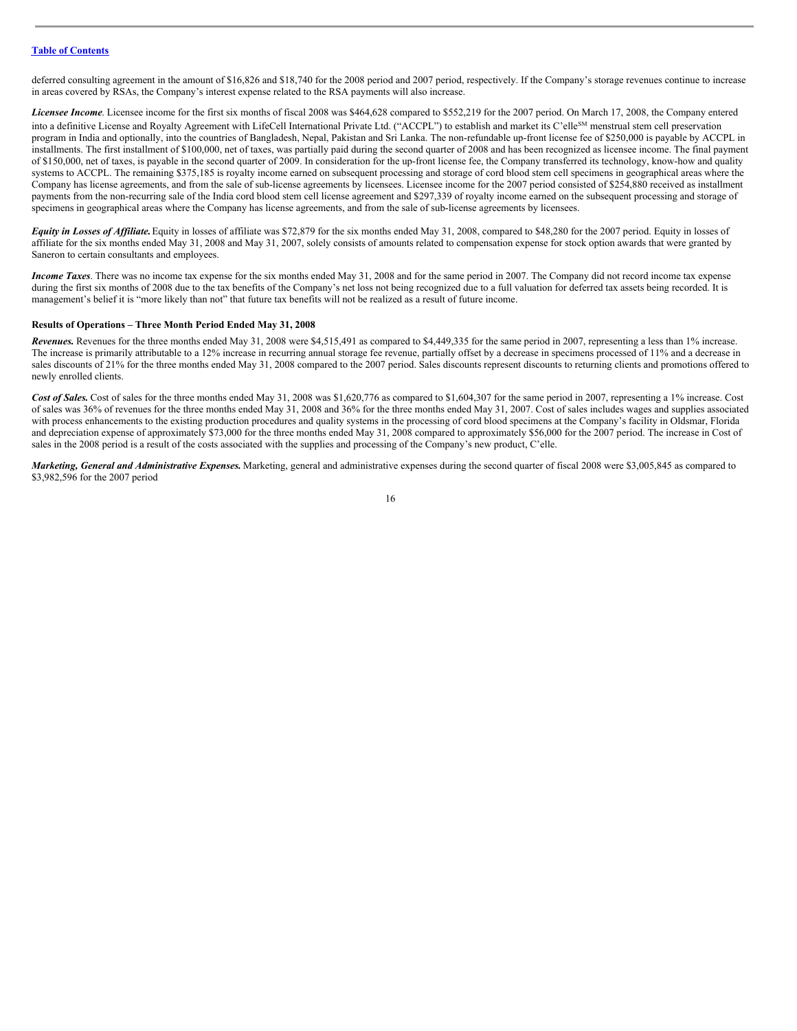deferred consulting agreement in the amount of $16,826 and $18,740 for the 2008 period and 2007 period, respectively. If the Company's storage revenues continue to increase in areas covered by RSAs, the Company's interest expense related to the RSA payments will also increase.

***Licensee Income***. Licensee income for the first six months of fiscal 2008 was $464,628 compared to $552,219 for the 2007 period. On March 17, 2008, the Company entered into a definitive License and Royalty Agreement with LifeCell International Private Ltd. ("ACCPL") to establish and market its C'elle[SM] menstrual stem cell preservation program in India and optionally, into the countries of Bangladesh, Nepal, Pakistan and Sri Lanka. The non-refundable up-front license fee of $250,000 is payable by ACCPL in installments. The first installment of $100,000, net of taxes, was partially paid during the second quarter of 2008 and has been recognized as licensee income. The final payment of $150,000, net of taxes, is payable in the second quarter of 2009. In consideration for the up-front license fee, the Company transferred its technology, know-how and quality systems to ACCPL. The remaining $375,185 is royalty income earned on subsequent processing and storage of cord blood stem cell specimens in geographical areas where the Company has license agreements, and from the sale of sub-license agreements by licensees. Licensee income for the 2007 period consisted of $254,880 received as installment payments from the non-recurring sale of the India cord blood stem cell license agreement and $297,339 of royalty income earned on the subsequent processing and storage of specimens in geographical areas where the Company has license agreements, and from the sale of sub-license agreements by licensees.

***Equity in Losses of Affiliate.*** Equity in losses of affiliate was $72,879 for the six months ended May 31, 2008, compared to $48,280 for the 2007 period. Equity in losses of affiliate for the six months ended May 31, 2008 and May 31, 2007, solely consists of amounts related to compensation expense for stock option awards that were granted by Saneron to certain consultants and employees.

***Income Taxes***. There was no income tax expense for the six months ended May 31, 2008 and for the same period in 2007. The Company did not record income tax expense during the first six months of 2008 due to the tax benefits of the Company's net loss not being recognized due to a full valuation for deferred tax assets being recorded. It is management's belief it is "more likely than not" that future tax benefits will not be realized as a result of future income.

**Results of Operations – Three Month Period Ended May 31, 2008**

***Revenues.*** Revenues for the three months ended May 31, 2008 were $4,515,491 as compared to $4,449,335 for the same period in 2007, representing a less than 1% increase. The increase is primarily attributable to a 12% increase in recurring annual storage fee revenue, partially offset by a decrease in specimens processed of 11% and a decrease in sales discounts of 21% for the three months ended May 31, 2008 compared to the 2007 period. Sales discounts represent discounts to returning clients and promotions offered to newly enrolled clients.

***Cost of Sales.*** Cost of sales for the three months ended May 31, 2008 was $1,620,776 as compared to $1,604,307 for the same period in 2007, representing a 1% increase. Cost of sales was 36% of revenues for the three months ended May 31, 2008 and 36% for the three months ended May 31, 2007. Cost of sales includes wages and supplies associated with process enhancements to the existing production procedures and quality systems in the processing of cord blood specimens at the Company's facility in Oldsmar, Florida and depreciation expense of approximately $73,000 for the three months ended May 31, 2008 compared to approximately $56,000 for the 2007 period. The increase in Cost of sales in the 2008 period is a result of the costs associated with the supplies and processing of the Company's new product, C'elle.

***Marketing, General and Administrative Expenses.*** Marketing, general and administrative expenses during the second quarter of fiscal 2008 were $3,005,845 as compared to $3,982,596 for the 2007 period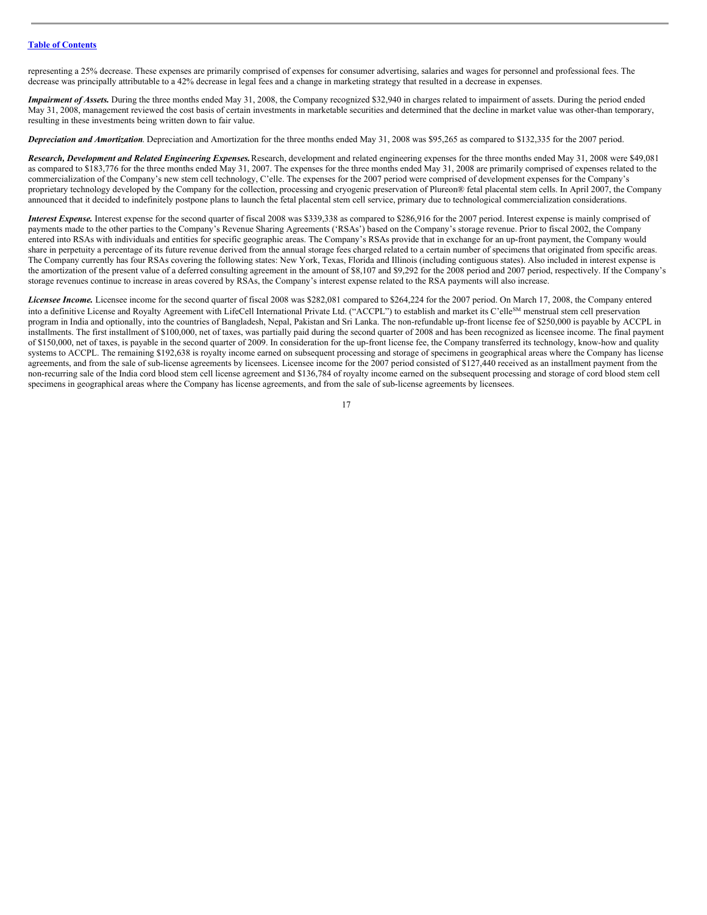[Table of Contents](#)

representing a 25% decrease. These expenses are primarily comprised of expenses for consumer advertising, salaries and wages for personnel and professional fees. The decrease was principally attributable to a 42% decrease in legal fees and a change in marketing strategy that resulted in a decrease in expenses.

***Impairment of Assets.*** During the three months ended May 31, 2008, the Company recognized $32,940 in charges related to impairment of assets. During the period ended May 31, 2008, management reviewed the cost basis of certain investments in marketable securities and determined that the decline in market value was other-than temporary, resulting in these investments being written down to fair value.

***Depreciation and Amortization***. Depreciation and Amortization for the three months ended May 31, 2008 was $95,265 as compared to $132,335 for the 2007 period.

***Research, Development and Related Engineering Expenses.*** Research, development and related engineering expenses for the three months ended May 31, 2008 were $49,081 as compared to $183,776 for the three months ended May 31, 2007. The expenses for the three months ended May 31, 2008 are primarily comprised of expenses related to the commercialization of the Company's new stem cell technology, C'elle. The expenses for the 2007 period were comprised of development expenses for the Company's proprietary technology developed by the Company for the collection, processing and cryogenic preservation of Plureon® fetal placental stem cells. In April 2007, the Company announced that it decided to indefinitely postpone plans to launch the fetal placental stem cell service, primary due to technological commercialization considerations.

***Interest Expense.*** Interest expense for the second quarter of fiscal 2008 was $339,338 as compared to $286,916 for the 2007 period. Interest expense is mainly comprised of payments made to the other parties to the Company's Revenue Sharing Agreements ('RSAs') based on the Company's storage revenue. Prior to fiscal 2002, the Company entered into RSAs with individuals and entities for specific geographic areas. The Company's RSAs provide that in exchange for an up-front payment, the Company would share in perpetuity a percentage of its future revenue derived from the annual storage fees charged related to a certain number of specimens that originated from specific areas. The Company currently has four RSAs covering the following states: New York, Texas, Florida and Illinois (including contiguous states). Also included in interest expense is the amortization of the present value of a deferred consulting agreement in the amount of $8,107 and $9,292 for the 2008 period and 2007 period, respectively. If the Company's storage revenues continue to increase in areas covered by RSAs, the Company's interest expense related to the RSA payments will also increase.

***Licensee Income.*** Licensee income for the second quarter of fiscal 2008 was $282,081 compared to $264,224 for the 2007 period. On March 17, 2008, the Company entered into a definitive License and Royalty Agreement with LifeCell International Private Ltd. ("ACCPL") to establish and market its C'elle[SM] menstrual stem cell preservation program in India and optionally, into the countries of Bangladesh, Nepal, Pakistan and Sri Lanka. The non-refundable up-front license fee of $250,000 is payable by ACCPL in installments. The first installment of $100,000, net of taxes, was partially paid during the second quarter of 2008 and has been recognized as licensee income. The final payment of $150,000, net of taxes, is payable in the second quarter of 2009. In consideration for the up-front license fee, the Company transferred its technology, know-how and quality systems to ACCPL. The remaining $192,638 is royalty income earned on subsequent processing and storage of specimens in geographical areas where the Company has license agreements, and from the sale of sub-license agreements by licensees. Licensee income for the 2007 period consisted of $127,440 received as an installment payment from the non-recurring sale of the India cord blood stem cell license agreement and $136,784 of royalty income earned on the subsequent processing and storage of cord blood stem cell specimens in geographical areas where the Company has license agreements, and from the sale of sub-license agreements by licensees.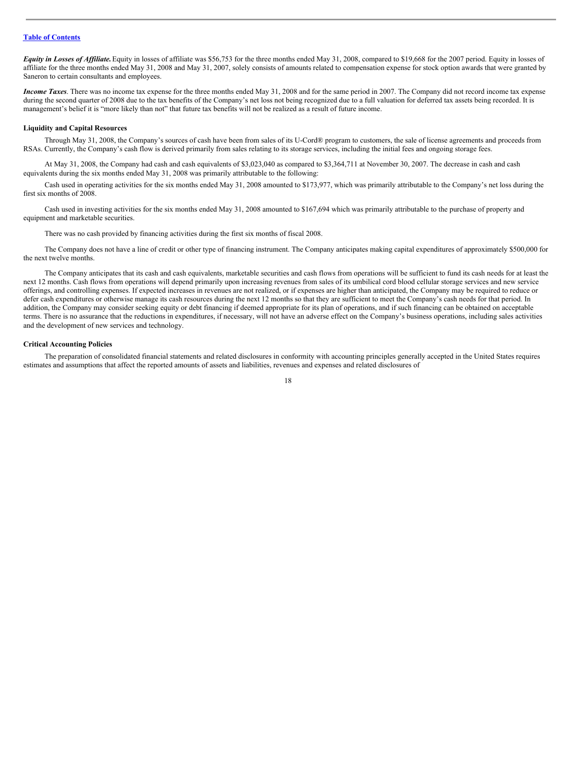***Equity in Losses of Affiliate.*** Equity in losses of affiliate was $56,753 for the three months ended May 31, 2008, compared to $19,668 for the 2007 period. Equity in losses of affiliate for the three months ended May 31, 2008 and May 31, 2007, solely consists of amounts related to compensation expense for stock option awards that were granted by Saneron to certain consultants and employees.

***Income Taxes***. There was no income tax expense for the three months ended May 31, 2008 and for the same period in 2007. The Company did not record income tax expense during the second quarter of 2008 due to the tax benefits of the Company's net loss not being recognized due to a full valuation for deferred tax assets being recorded. It is management's belief it is "more likely than not" that future tax benefits will not be realized as a result of future income.

**Liquidity and Capital Resources**

Through May 31, 2008, the Company's sources of cash have been from sales of its U-Cord® program to customers, the sale of license agreements and proceeds from RSAs. Currently, the Company's cash flow is derived primarily from sales relating to its storage services, including the initial fees and ongoing storage fees.

At May 31, 2008, the Company had cash and cash equivalents of $3,023,040 as compared to $3,364,711 at November 30, 2007. The decrease in cash and cash equivalents during the six months ended May 31, 2008 was primarily attributable to the following:

Cash used in operating activities for the six months ended May 31, 2008 amounted to $173,977, which was primarily attributable to the Company's net loss during the first six months of 2008.

Cash used in investing activities for the six months ended May 31, 2008 amounted to $167,694 which was primarily attributable to the purchase of property and equipment and marketable securities.

There was no cash provided by financing activities during the first six months of fiscal 2008.

The Company does not have a line of credit or other type of financing instrument. The Company anticipates making capital expenditures of approximately $500,000 for the next twelve months.

The Company anticipates that its cash and cash equivalents, marketable securities and cash flows from operations will be sufficient to fund its cash needs for at least the next 12 months. Cash flows from operations will depend primarily upon increasing revenues from sales of its umbilical cord blood cellular storage services and new service offerings, and controlling expenses. If expected increases in revenues are not realized, or if expenses are higher than anticipated, the Company may be required to reduce or defer cash expenditures or otherwise manage its cash resources during the next 12 months so that they are sufficient to meet the Company's cash needs for that period. In addition, the Company may consider seeking equity or debt financing if deemed appropriate for its plan of operations, and if such financing can be obtained on acceptable terms. There is no assurance that the reductions in expenditures, if necessary, will not have an adverse effect on the Company's business operations, including sales activities and the development of new services and technology.

**Critical Accounting Policies**

The preparation of consolidated financial statements and related disclosures in conformity with accounting principles generally accepted in the United States requires estimates and assumptions that affect the reported amounts of assets and liabilities, revenues and expenses and related disclosures of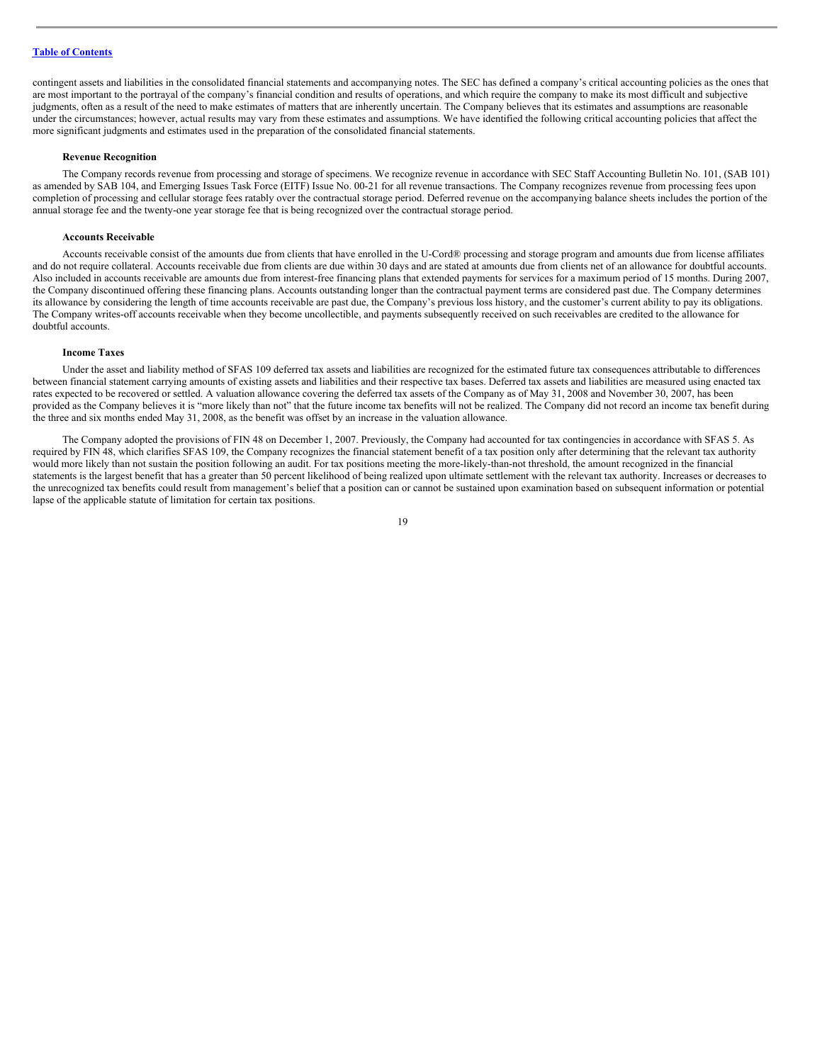contingent assets and liabilities in the consolidated financial statements and accompanying notes. The SEC has defined a company's critical accounting policies as the ones that are most important to the portrayal of the company's financial condition and results of operations, and which require the company to make its most difficult and subjective judgments, often as a result of the need to make estimates of matters that are inherently uncertain. The Company believes that its estimates and assumptions are reasonable under the circumstances; however, actual results may vary from these estimates and assumptions. We have identified the following critical accounting policies that affect the more significant judgments and estimates used in the preparation of the consolidated financial statements.

**Revenue Recognition**

The Company records revenue from processing and storage of specimens. We recognize revenue in accordance with SEC Staff Accounting Bulletin No. 101, (SAB 101) as amended by SAB 104, and Emerging Issues Task Force (EITF) Issue No. 00-21 for all revenue transactions. The Company recognizes revenue from processing fees upon completion of processing and cellular storage fees ratably over the contractual storage period. Deferred revenue on the accompanying balance sheets includes the portion of the annual storage fee and the twenty-one year storage fee that is being recognized over the contractual storage period.

**Accounts Receivable**

Accounts receivable consist of the amounts due from clients that have enrolled in the U-Cord® processing and storage program and amounts due from license affiliates and do not require collateral. Accounts receivable due from clients are due within 30 days and are stated at amounts due from clients net of an allowance for doubtful accounts. Also included in accounts receivable are amounts due from interest-free financing plans that extended payments for services for a maximum period of 15 months. During 2007, the Company discontinued offering these financing plans. Accounts outstanding longer than the contractual payment terms are considered past due. The Company determines its allowance by considering the length of time accounts receivable are past due, the Company's previous loss history, and the customer's current ability to pay its obligations. The Company writes-off accounts receivable when they become uncollectible, and payments subsequently received on such receivables are credited to the allowance for doubtful accounts.

**Income Taxes**

Under the asset and liability method of SFAS 109 deferred tax assets and liabilities are recognized for the estimated future tax consequences attributable to differences between financial statement carrying amounts of existing assets and liabilities and their respective tax bases. Deferred tax assets and liabilities are measured using enacted tax rates expected to be recovered or settled. A valuation allowance covering the deferred tax assets of the Company as of May 31, 2008 and November 30, 2007, has been provided as the Company believes it is "more likely than not" that the future income tax benefits will not be realized. The Company did not record an income tax benefit during the three and six months ended May 31, 2008, as the benefit was offset by an increase in the valuation allowance.

The Company adopted the provisions of FIN 48 on December 1, 2007. Previously, the Company had accounted for tax contingencies in accordance with SFAS 5. As required by FIN 48, which clarifies SFAS 109, the Company recognizes the financial statement benefit of a tax position only after determining that the relevant tax authority would more likely than not sustain the position following an audit. For tax positions meeting the more-likely-than-not threshold, the amount recognized in the financial statements is the largest benefit that has a greater than 50 percent likelihood of being realized upon ultimate settlement with the relevant tax authority. Increases or decreases to the unrecognized tax benefits could result from management's belief that a position can or cannot be sustained upon examination based on subsequent information or potential lapse of the applicable statute of limitation for certain tax positions.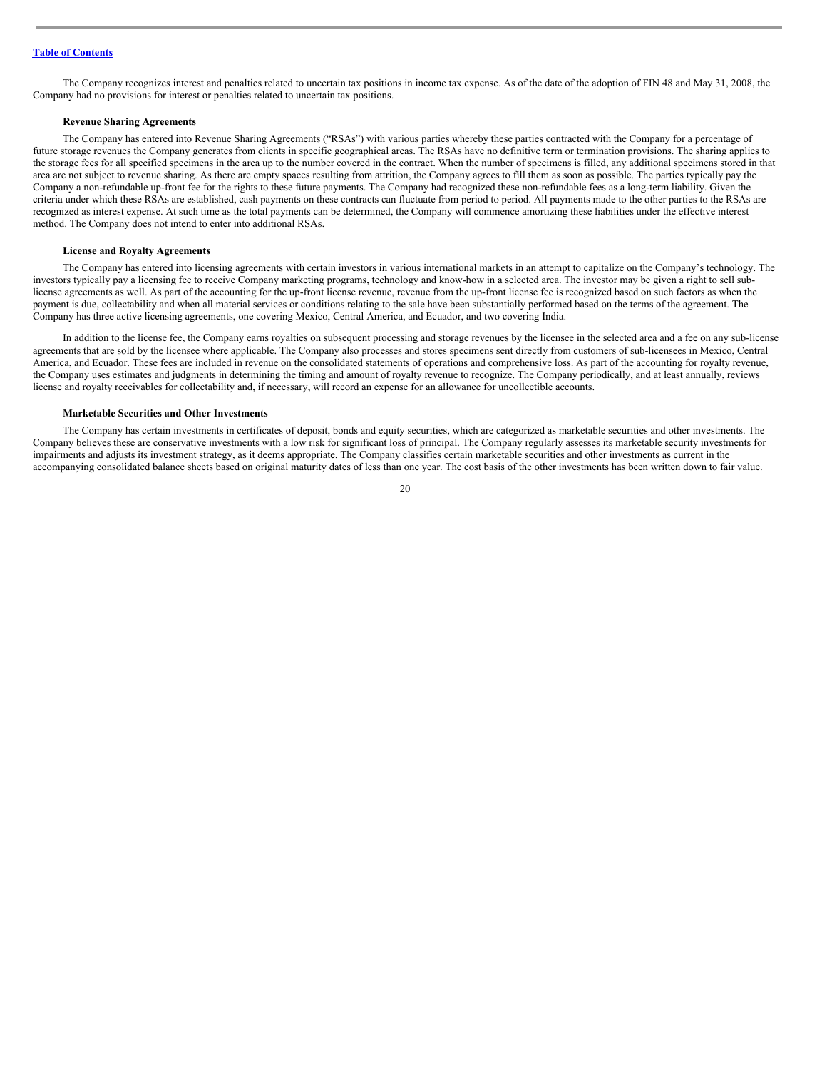The Company recognizes interest and penalties related to uncertain tax positions in income tax expense. As of the date of the adoption of FIN 48 and May 31, 2008, the Company had no provisions for interest or penalties related to uncertain tax positions.

**Revenue Sharing Agreements**

The Company has entered into Revenue Sharing Agreements ("RSAs") with various parties whereby these parties contracted with the Company for a percentage of future storage revenues the Company generates from clients in specific geographical areas. The RSAs have no definitive term or termination provisions. The sharing applies to the storage fees for all specified specimens in the area up to the number covered in the contract. When the number of specimens is filled, any additional specimens stored in that area are not subject to revenue sharing. As there are empty spaces resulting from attrition, the Company agrees to fill them as soon as possible. The parties typically pay the Company a non-refundable up-front fee for the rights to these future payments. The Company had recognized these non-refundable fees as a long-term liability. Given the criteria under which these RSAs are established, cash payments on these contracts can fluctuate from period to period. All payments made to the other parties to the RSAs are recognized as interest expense. At such time as the total payments can be determined, the Company will commence amortizing these liabilities under the effective interest method. The Company does not intend to enter into additional RSAs.

**License and Royalty Agreements**

The Company has entered into licensing agreements with certain investors in various international markets in an attempt to capitalize on the Company's technology. The investors typically pay a licensing fee to receive Company marketing programs, technology and know-how in a selected area. The investor may be given a right to sell sub-license agreements as well. As part of the accounting for the up-front license revenue, revenue from the up-front license fee is recognized based on such factors as when the payment is due, collectability and when all material services or conditions relating to the sale have been substantially performed based on the terms of the agreement. The Company has three active licensing agreements, one covering Mexico, Central America, and Ecuador, and two covering India.

In addition to the license fee, the Company earns royalties on subsequent processing and storage revenues by the licensee in the selected area and a fee on any sub-license agreements that are sold by the licensee where applicable. The Company also processes and stores specimens sent directly from customers of sub-licensees in Mexico, Central America, and Ecuador. These fees are included in revenue on the consolidated statements of operations and comprehensive loss. As part of the accounting for royalty revenue, the Company uses estimates and judgments in determining the timing and amount of royalty revenue to recognize. The Company periodically, and at least annually, reviews license and royalty receivables for collectability and, if necessary, will record an expense for an allowance for uncollectible accounts.

**Marketable Securities and Other Investments**

The Company has certain investments in certificates of deposit, bonds and equity securities, which are categorized as marketable securities and other investments. The Company believes these are conservative investments with a low risk for significant loss of principal. The Company regularly assesses its marketable security investments for impairments and adjusts its investment strategy, as it deems appropriate. The Company classifies certain marketable securities and other investments as current in the accompanying consolidated balance sheets based on original maturity dates of less than one year. The cost basis of the other investments has been written down to fair value.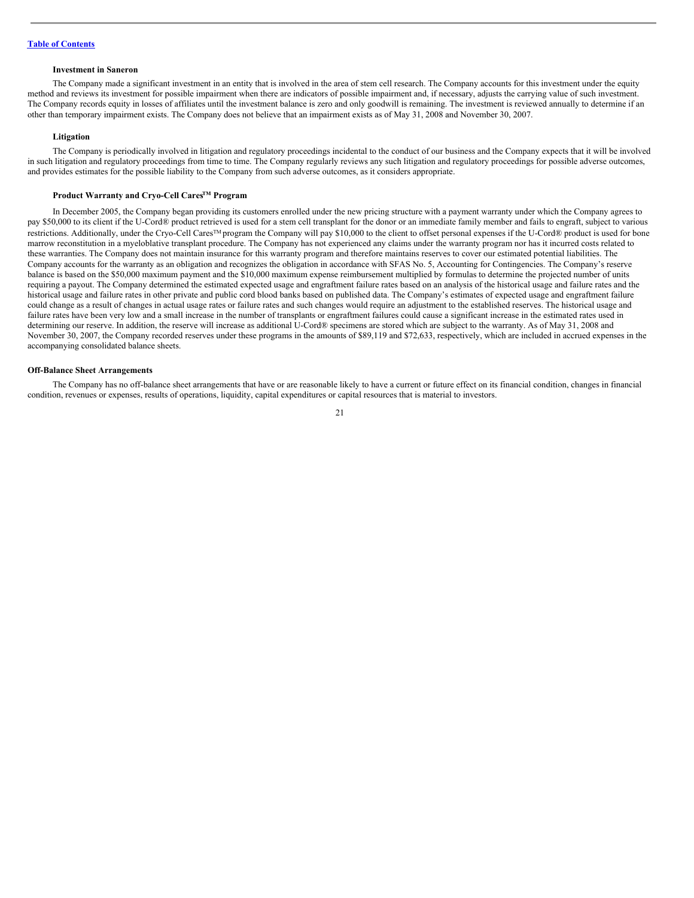#### Investment in Saneron

The Company made a significant investment in an entity that is involved in the area of stem cell research. The Company accounts for this investment under the equity method and reviews its investment for possible impairment when there are indicators of possible impairment and, if necessary, adjusts the carrying value of such investment. The Company records equity in losses of affiliates until the investment balance is zero and only goodwill is remaining. The investment is reviewed annually to determine if an other than temporary impairment exists. The Company does not believe that an impairment exists as of May 31, 2008 and November 30, 2007.

#### Litigation

The Company is periodically involved in litigation and regulatory proceedings incidental to the conduct of our business and the Company expects that it will be involved in such litigation and regulatory proceedings from time to time. The Company regularly reviews any such litigation and regulatory proceedings for possible adverse outcomes, and provides estimates for the possible liability to the Company from such adverse outcomes, as it considers appropriate.

#### Product Warranty and Cryo-Cell Cares™ Program

In December 2005, the Company began providing its customers enrolled under the new pricing structure with a payment warranty under which the Company agrees to pay $50,000 to its client if the U-Cord® product retrieved is used for a stem cell transplant for the donor or an immediate family member and fails to engraft, subject to various restrictions. Additionally, under the Cryo-Cell Cares™ program the Company will pay $10,000 to the client to offset personal expenses if the U-Cord® product is used for bone marrow reconstitution in a myeloblative transplant procedure. The Company has not experienced any claims under the warranty program nor has it incurred costs related to these warranties. The Company does not maintain insurance for this warranty program and therefore maintains reserves to cover our estimated potential liabilities. The Company accounts for the warranty as an obligation and recognizes the obligation in accordance with SFAS No. 5, Accounting for Contingencies. The Company's reserve balance is based on the $50,000 maximum payment and the $10,000 maximum expense reimbursement multiplied by formulas to determine the projected number of units requiring a payout. The Company determined the estimated expected usage and engraftment failure rates based on an analysis of the historical usage and failure rates and the historical usage and failure rates in other private and public cord blood banks based on published data. The Company's estimates of expected usage and engraftment failure could change as a result of changes in actual usage rates or failure rates and such changes would require an adjustment to the established reserves. The historical usage and failure rates have been very low and a small increase in the number of transplants or engraftment failures could cause a significant increase in the estimated rates used in determining our reserve. In addition, the reserve will increase as additional U-Cord® specimens are stored which are subject to the warranty. As of May 31, 2008 and November 30, 2007, the Company recorded reserves under these programs in the amounts of $89,119 and $72,633, respectively, which are included in accrued expenses in the accompanying consolidated balance sheets.

### Off-Balance Sheet Arrangements

The Company has no off-balance sheet arrangements that have or are reasonable likely to have a current or future effect on its financial condition, changes in financial condition, revenues or expenses, results of operations, liquidity, capital expenditures or capital resources that is material to investors.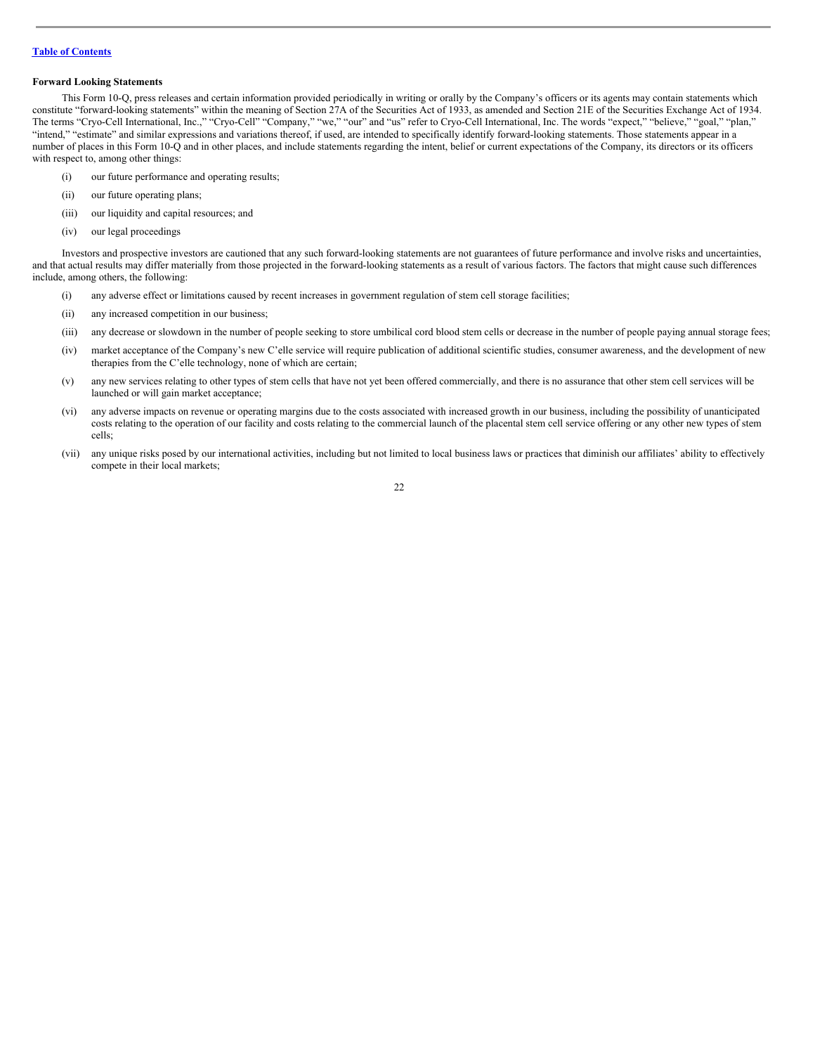[Table of Contents](#)

**Forward Looking Statements**

This Form 10-Q, press releases and certain information provided periodically in writing or orally by the Company's officers or its agents may contain statements which constitute "forward-looking statements" within the meaning of Section 27A of the Securities Act of 1933, as amended and Section 21E of the Securities Exchange Act of 1934. The terms "Cryo-Cell International, Inc.," "Cryo-Cell" "Company," "we," "our" and "us" refer to Cryo-Cell International, Inc. The words "expect," "believe," "goal," "plan," "intend," "estimate" and similar expressions and variations thereof, if used, are intended to specifically identify forward-looking statements. Those statements appear in a number of places in this Form 10-Q and in other places, and include statements regarding the intent, belief or current expectations of the Company, its directors or its officers with respect to, among other things:

- (i) our future performance and operating results;
- (ii) our future operating plans;
- (iii) our liquidity and capital resources; and
- (iv) our legal proceedings

Investors and prospective investors are cautioned that any such forward-looking statements are not guarantees of future performance and involve risks and uncertainties, and that actual results may differ materially from those projected in the forward-looking statements as a result of various factors. The factors that might cause such differences include, among others, the following:

- (i) any adverse effect or limitations caused by recent increases in government regulation of stem cell storage facilities;
- (ii) any increased competition in our business;
- (iii) any decrease or slowdown in the number of people seeking to store umbilical cord blood stem cells or decrease in the number of people paying annual storage fees;
- (iv) market acceptance of the Company's new C'elle service will require publication of additional scientific studies, consumer awareness, and the development of new therapies from the C'elle technology, none of which are certain;
- (v) any new services relating to other types of stem cells that have not yet been offered commercially, and there is no assurance that other stem cell services will be launched or will gain market acceptance;
- (vi) any adverse impacts on revenue or operating margins due to the costs associated with increased growth in our business, including the possibility of unanticipated costs relating to the operation of our facility and costs relating to the commercial launch of the placental stem cell service offering or any other new types of stem cells;
- (vii) any unique risks posed by our international activities, including but not limited to local business laws or practices that diminish our affiliates' ability to effectively compete in their local markets;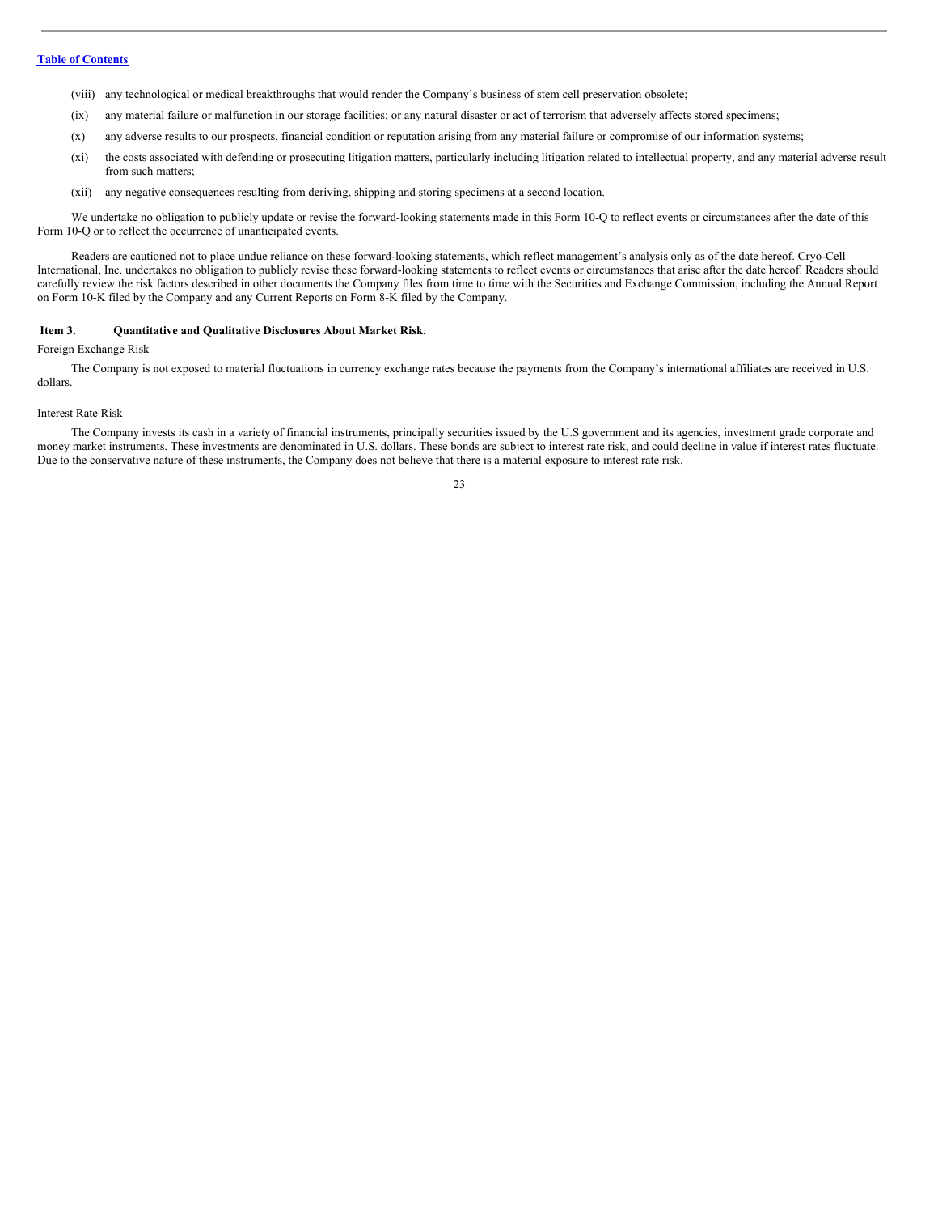(viii) any technological or medical breakthroughs that would render the Company's business of stem cell preservation obsolete;

(ix) any material failure or malfunction in our storage facilities; or any natural disaster or act of terrorism that adversely affects stored specimens;

(x) any adverse results to our prospects, financial condition or reputation arising from any material failure or compromise of our information systems;

(xi) the costs associated with defending or prosecuting litigation matters, particularly including litigation related to intellectual property, and any material adverse result from such matters;

(xii) any negative consequences resulting from deriving, shipping and storing specimens at a second location.

We undertake no obligation to publicly update or revise the forward-looking statements made in this Form 10-Q to reflect events or circumstances after the date of this Form 10-Q or to reflect the occurrence of unanticipated events.

Readers are cautioned not to place undue reliance on these forward-looking statements, which reflect management's analysis only as of the date hereof. Cryo-Cell International, Inc. undertakes no obligation to publicly revise these forward-looking statements to reflect events or circumstances that arise after the date hereof. Readers should carefully review the risk factors described in other documents the Company files from time to time with the Securities and Exchange Commission, including the Annual Report on Form 10-K filed by the Company and any Current Reports on Form 8-K filed by the Company.

## Item 3. Quantitative and Qualitative Disclosures About Market Risk.

Foreign Exchange Risk

The Company is not exposed to material fluctuations in currency exchange rates because the payments from the Company's international affiliates are received in U.S. dollars.

Interest Rate Risk

The Company invests its cash in a variety of financial instruments, principally securities issued by the U.S government and its agencies, investment grade corporate and money market instruments. These investments are denominated in U.S. dollars. These bonds are subject to interest rate risk, and could decline in value if interest rates fluctuate. Due to the conservative nature of these instruments, the Company does not believe that there is a material exposure to interest rate risk.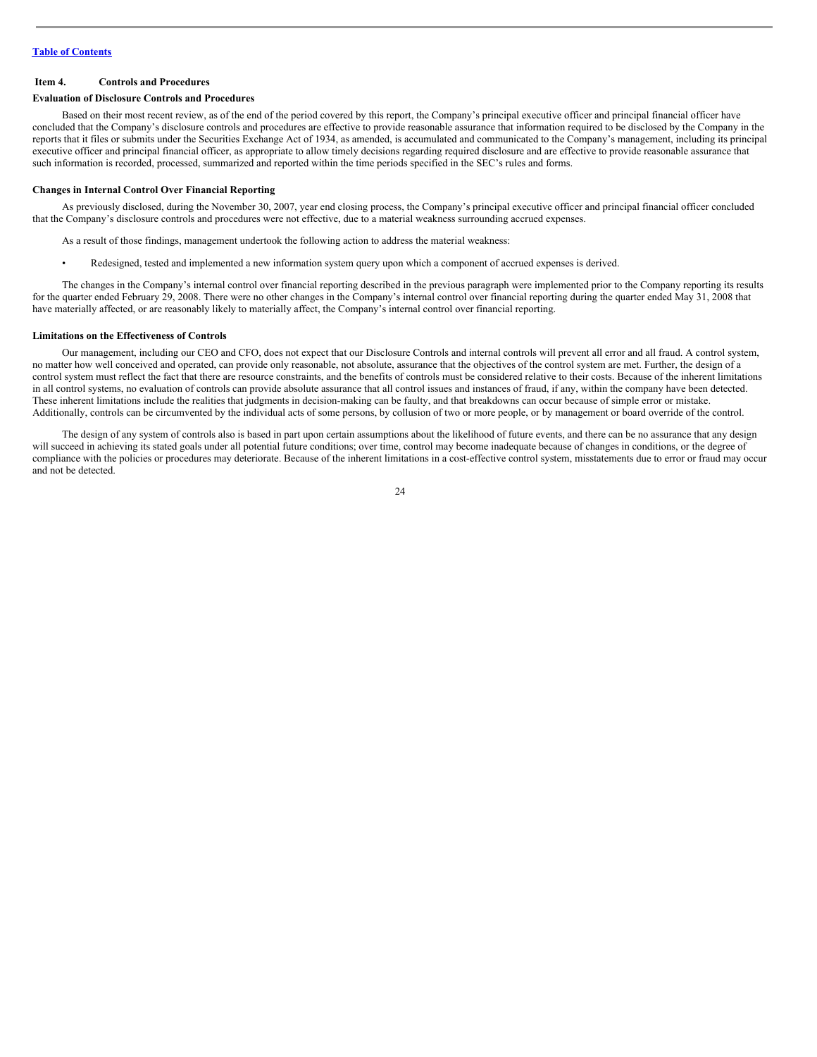## Item 4. Controls and Procedures

### Evaluation of Disclosure Controls and Procedures

Based on their most recent review, as of the end of the period covered by this report, the Company's principal executive officer and principal financial officer have concluded that the Company's disclosure controls and procedures are effective to provide reasonable assurance that information required to be disclosed by the Company in the reports that it files or submits under the Securities Exchange Act of 1934, as amended, is accumulated and communicated to the Company's management, including its principal executive officer and principal financial officer, as appropriate to allow timely decisions regarding required disclosure and are effective to provide reasonable assurance that such information is recorded, processed, summarized and reported within the time periods specified in the SEC's rules and forms.

### Changes in Internal Control Over Financial Reporting

As previously disclosed, during the November 30, 2007, year end closing process, the Company's principal executive officer and principal financial officer concluded that the Company's disclosure controls and procedures were not effective, due to a material weakness surrounding accrued expenses.

As a result of those findings, management undertook the following action to address the material weakness:

- Redesigned, tested and implemented a new information system query upon which a component of accrued expenses is derived.

The changes in the Company's internal control over financial reporting described in the previous paragraph were implemented prior to the Company reporting its results for the quarter ended February 29, 2008. There were no other changes in the Company's internal control over financial reporting during the quarter ended May 31, 2008 that have materially affected, or are reasonably likely to materially affect, the Company's internal control over financial reporting.

### Limitations on the Effectiveness of Controls

Our management, including our CEO and CFO, does not expect that our Disclosure Controls and internal controls will prevent all error and all fraud. A control system, no matter how well conceived and operated, can provide only reasonable, not absolute, assurance that the objectives of the control system are met. Further, the design of a control system must reflect the fact that there are resource constraints, and the benefits of controls must be considered relative to their costs. Because of the inherent limitations in all control systems, no evaluation of controls can provide absolute assurance that all control issues and instances of fraud, if any, within the company have been detected. These inherent limitations include the realities that judgments in decision-making can be faulty, and that breakdowns can occur because of simple error or mistake. Additionally, controls can be circumvented by the individual acts of some persons, by collusion of two or more people, or by management or board override of the control.

The design of any system of controls also is based in part upon certain assumptions about the likelihood of future events, and there can be no assurance that any design will succeed in achieving its stated goals under all potential future conditions; over time, control may become inadequate because of changes in conditions, or the degree of compliance with the policies or procedures may deteriorate. Because of the inherent limitations in a cost-effective control system, misstatements due to error or fraud may occur and not be detected.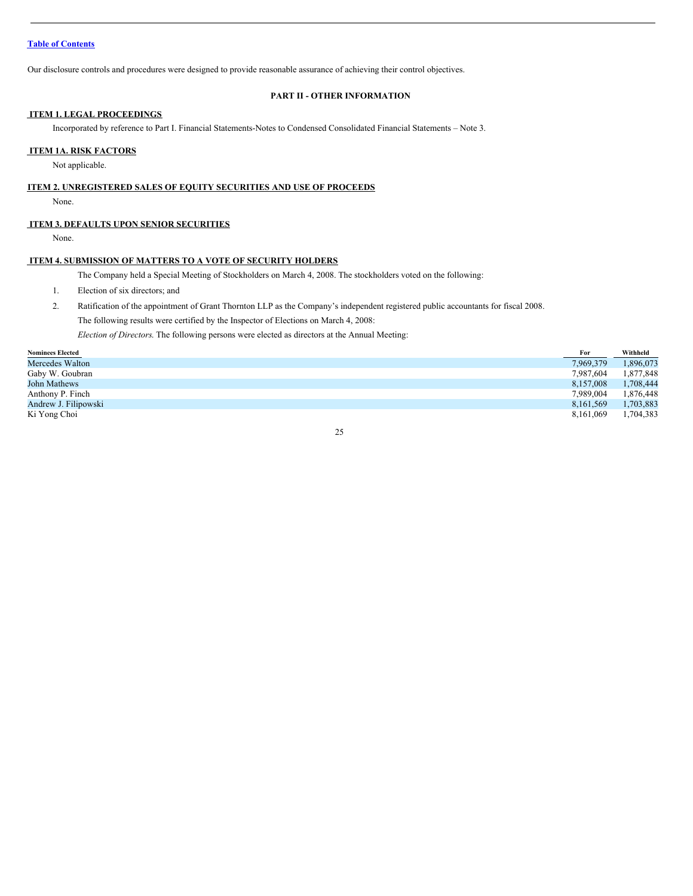Our disclosure controls and procedures were designed to provide reasonable assurance of achieving their control objectives.

## PART II - OTHER INFORMATION

### ITEM 1. LEGAL PROCEEDINGS

Incorporated by reference to Part I. Financial Statements-Notes to Condensed Consolidated Financial Statements – Note 3.

### ITEM 1A. RISK FACTORS

Not applicable.

### ITEM 2. UNREGISTERED SALES OF EQUITY SECURITIES AND USE OF PROCEEDS

None.

### ITEM 3. DEFAULTS UPON SENIOR SECURITIES

None.

### ITEM 4. SUBMISSION OF MATTERS TO A VOTE OF SECURITY HOLDERS

The Company held a Special Meeting of Stockholders on March 4, 2008. The stockholders voted on the following:

1. Election of six directors; and
2. Ratification of the appointment of Grant Thornton LLP as the Company's independent registered public accountants for fiscal 2008.

The following results were certified by the Inspector of Elections on March 4, 2008:

*Election of Directors.* The following persons were elected as directors at the Annual Meeting:

| Nominees Elected | For | Withheld |
|---|---|---|
| Mercedes Walton | 7,969,379 | 1,896,073 |
| Gaby W. Goubran | 7,987,604 | 1,877,848 |
| John Mathews | 8,157,008 | 1,708,444 |
| Anthony P. Finch | 7,989,004 | 1,876,448 |
| Andrew J. Filipowski | 8,161,569 | 1,703,883 |
| Ki Yong Choi | 8,161,069 | 1,704,383 |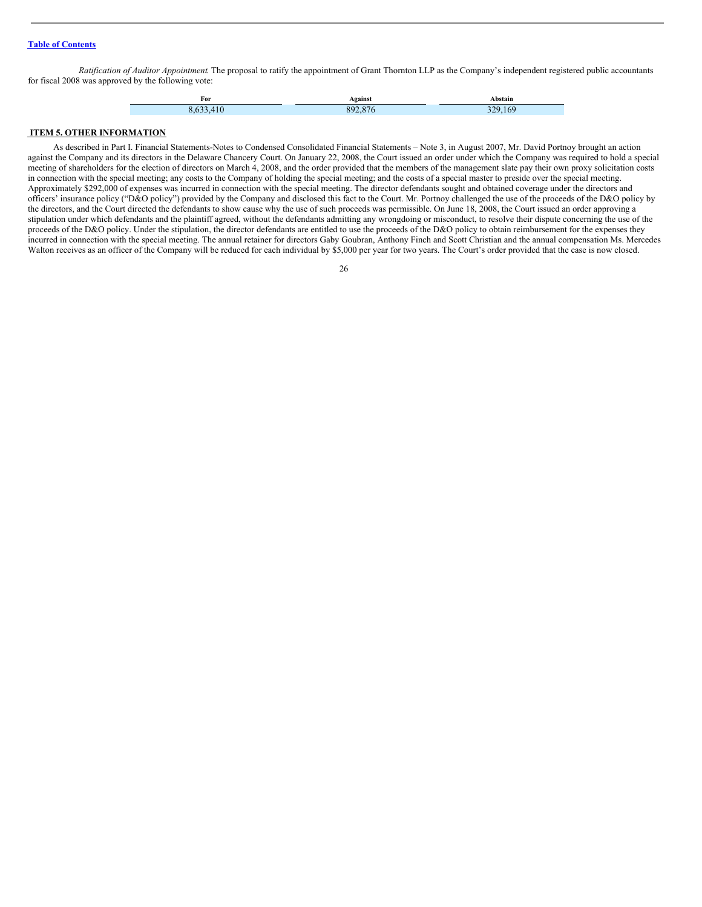*Ratification of Auditor Appointment*. The proposal to ratify the appointment of Grant Thornton LLP as the Company's independent registered public accountants for fiscal 2008 was approved by the following vote:

| For | Against | Abstain |
| --- | --- | --- |
| 8,633,410 | 892,876 | 329,169 |

## ITEM 5. OTHER INFORMATION

As described in Part I. Financial Statements-Notes to Condensed Consolidated Financial Statements – Note 3, in August 2007, Mr. David Portnoy brought an action against the Company and its directors in the Delaware Chancery Court. On January 22, 2008, the Court issued an order under which the Company was required to hold a special meeting of shareholders for the election of directors on March 4, 2008, and the order provided that the members of the management slate pay their own proxy solicitation costs in connection with the special meeting; any costs to the Company of holding the special meeting; and the costs of a special master to preside over the special meeting. Approximately $292,000 of expenses was incurred in connection with the special meeting. The director defendants sought and obtained coverage under the directors and officers' insurance policy ("D&O policy") provided by the Company and disclosed this fact to the Court. Mr. Portnoy challenged the use of the proceeds of the D&O policy by the directors, and the Court directed the defendants to show cause why the use of such proceeds was permissible. On June 18, 2008, the Court issued an order approving a stipulation under which defendants and the plaintiff agreed, without the defendants admitting any wrongdoing or misconduct, to resolve their dispute concerning the use of the proceeds of the D&O policy. Under the stipulation, the director defendants are entitled to use the proceeds of the D&O policy to obtain reimbursement for the expenses they incurred in connection with the special meeting. The annual retainer for directors Gaby Goubran, Anthony Finch and Scott Christian and the annual compensation Ms. Mercedes Walton receives as an officer of the Company will be reduced for each individual by $5,000 per year for two years. The Court's order provided that the case is now closed.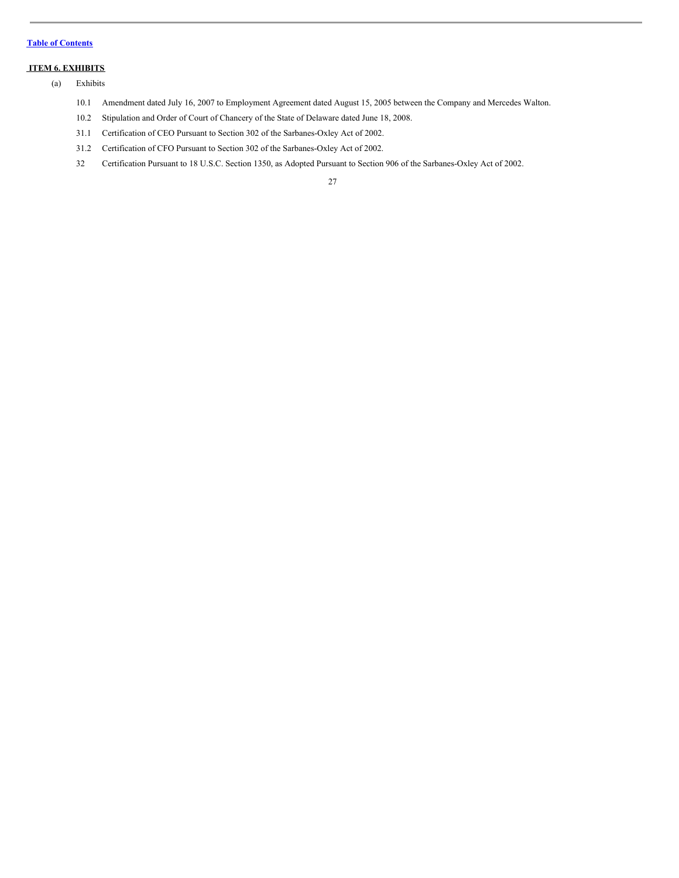[Table of Contents](#)

## ITEM 6. EXHIBITS

(a) Exhibits

10.1 Amendment dated July 16, 2007 to Employment Agreement dated August 15, 2005 between the Company and Mercedes Walton.

10.2 Stipulation and Order of Court of Chancery of the State of Delaware dated June 18, 2008.

31.1 Certification of CEO Pursuant to Section 302 of the Sarbanes-Oxley Act of 2002.

31.2 Certification of CFO Pursuant to Section 302 of the Sarbanes-Oxley Act of 2002.

32 Certification Pursuant to 18 U.S.C. Section 1350, as Adopted Pursuant to Section 906 of the Sarbanes-Oxley Act of 2002.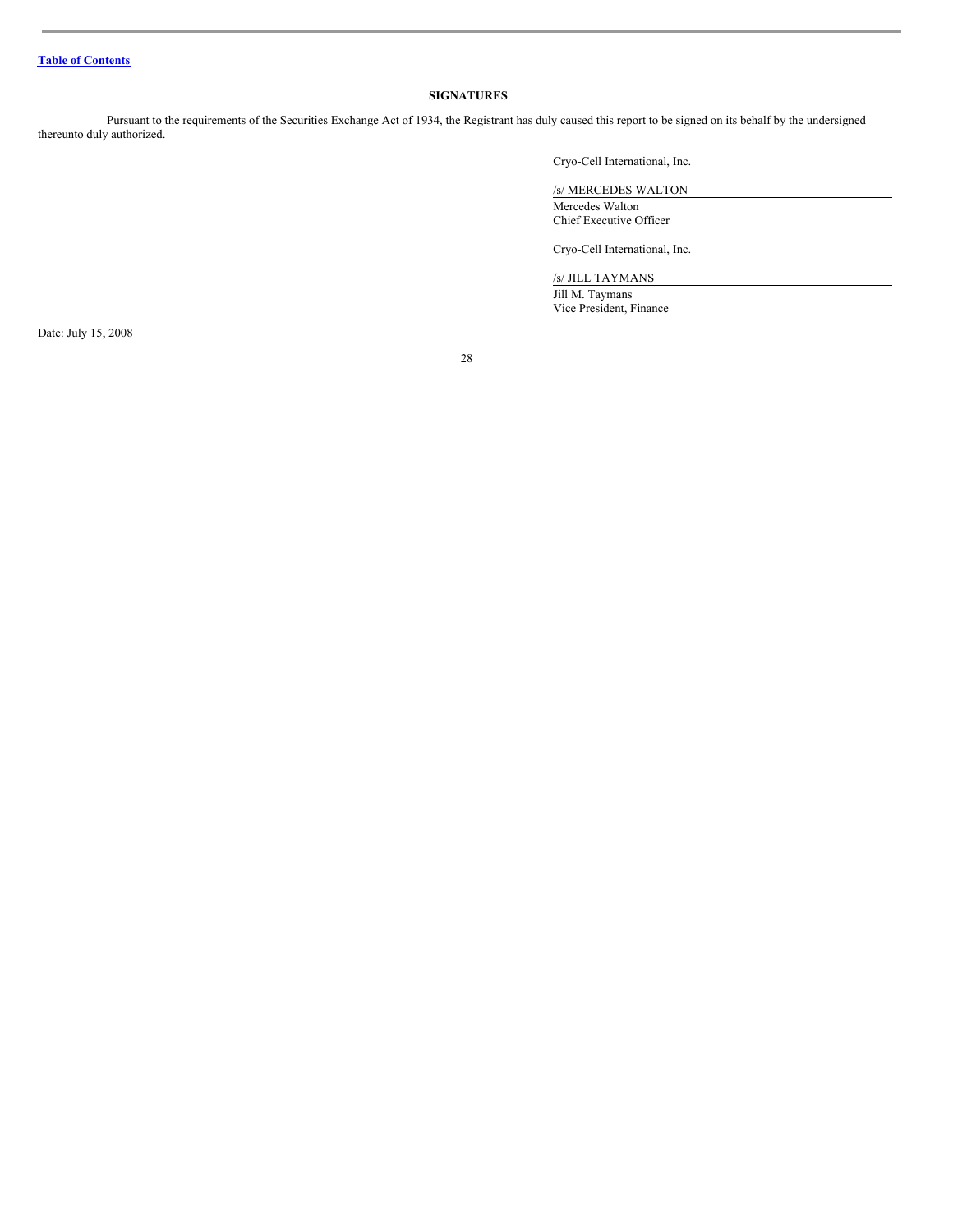[Table of Contents](#)

## SIGNATURES

Pursuant to the requirements of the Securities Exchange Act of 1934, the Registrant has duly caused this report to be signed on its behalf by the undersigned thereunto duly authorized.

Cryo-Cell International, Inc.

/s/ MERCEDES WALTON

Mercedes Walton
Chief Executive Officer

Cryo-Cell International, Inc.

/s/ JILL TAYMANS

Jill M. Taymans
Vice President, Finance

Date: July 15, 2008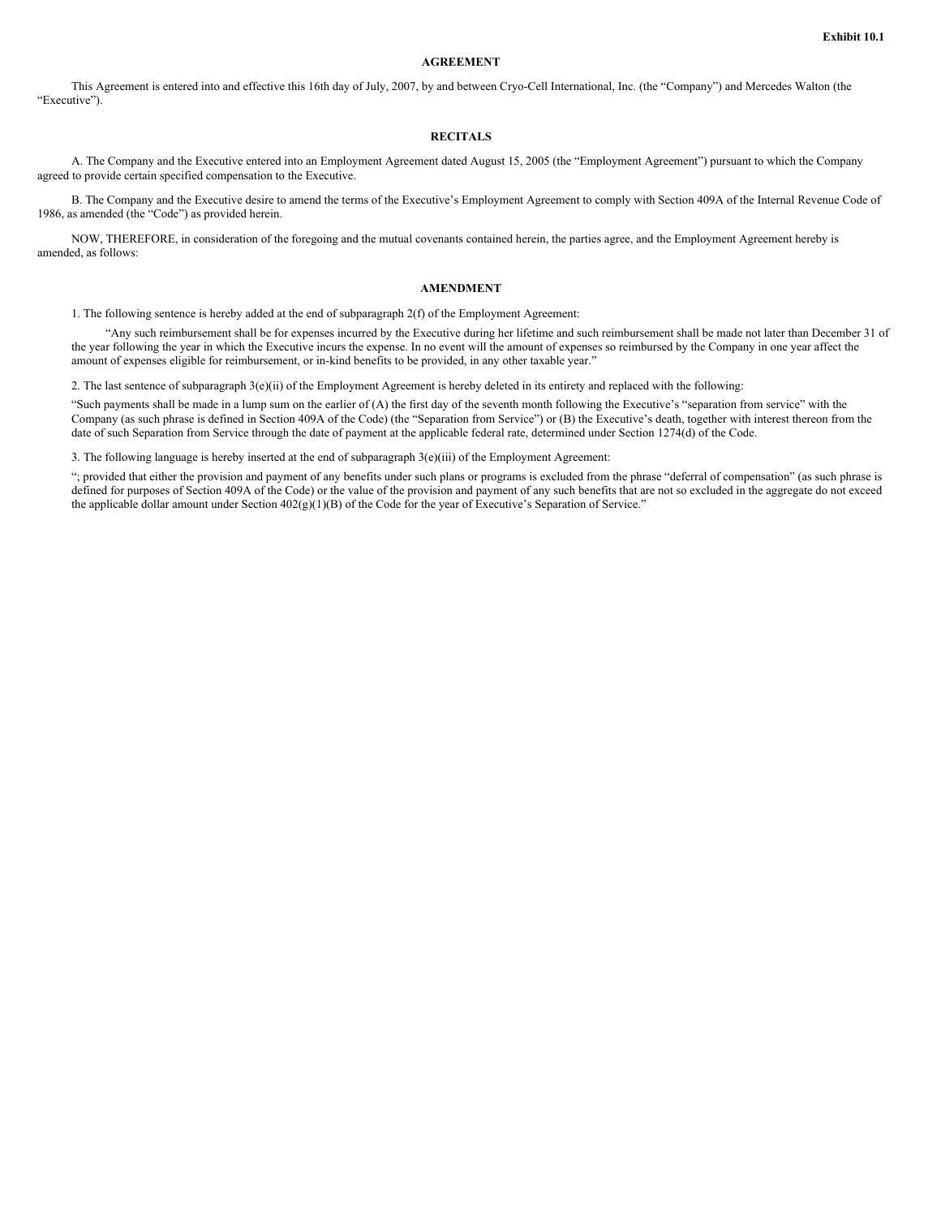**Exhibit 10.1**

**AGREEMENT**

This Agreement is entered into and effective this 16th day of July, 2007, by and between Cryo-Cell International, Inc. (the "Company") and Mercedes Walton (the "Executive").

**RECITALS**

A. The Company and the Executive entered into an Employment Agreement dated August 15, 2005 (the "Employment Agreement") pursuant to which the Company agreed to provide certain specified compensation to the Executive.

B. The Company and the Executive desire to amend the terms of the Executive's Employment Agreement to comply with Section 409A of the Internal Revenue Code of 1986, as amended (the "Code") as provided herein.

NOW, THEREFORE, in consideration of the foregoing and the mutual covenants contained herein, the parties agree, and the Employment Agreement hereby is amended, as follows:

**AMENDMENT**

1. The following sentence is hereby added at the end of subparagraph 2(f) of the Employment Agreement:

"Any such reimbursement shall be for expenses incurred by the Executive during her lifetime and such reimbursement shall be made not later than December 31 of the year following the year in which the Executive incurs the expense. In no event will the amount of expenses so reimbursed by the Company in one year affect the amount of expenses eligible for reimbursement, or in-kind benefits to be provided, in any other taxable year."

2. The last sentence of subparagraph 3(e)(ii) of the Employment Agreement is hereby deleted in its entirety and replaced with the following:

"Such payments shall be made in a lump sum on the earlier of (A) the first day of the seventh month following the Executive's "separation from service" with the Company (as such phrase is defined in Section 409A of the Code) (the "Separation from Service") or (B) the Executive's death, together with interest thereon from the date of such Separation from Service through the date of payment at the applicable federal rate, determined under Section 1274(d) of the Code.

3. The following language is hereby inserted at the end of subparagraph 3(e)(iii) of the Employment Agreement:

"; provided that either the provision and payment of any benefits under such plans or programs is excluded from the phrase "deferral of compensation" (as such phrase is defined for purposes of Section 409A of the Code) or the value of the provision and payment of any such benefits that are not so excluded in the aggregate do not exceed the applicable dollar amount under Section 402(g)(1)(B) of the Code for the year of Executive's Separation of Service."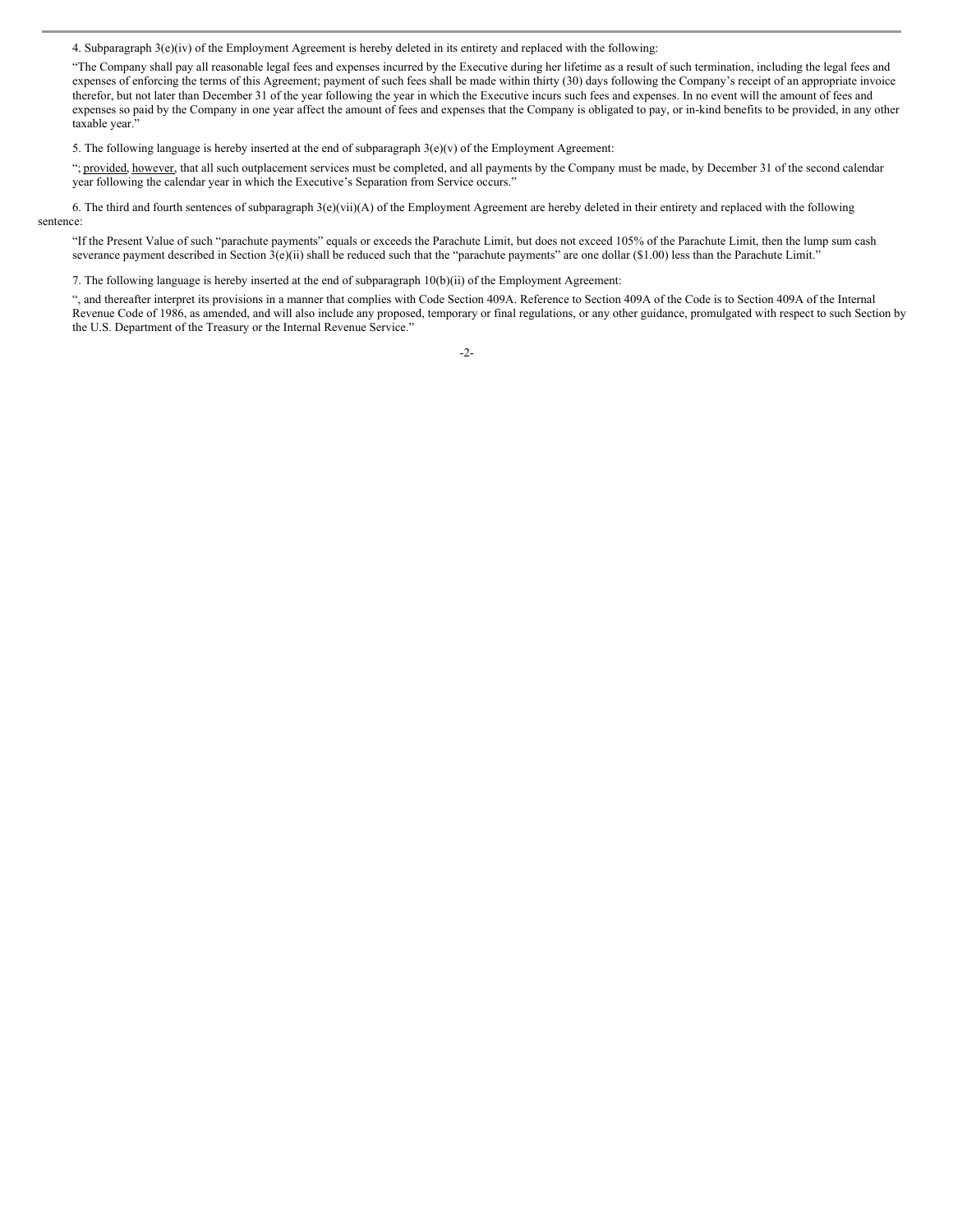4. Subparagraph 3(e)(iv) of the Employment Agreement is hereby deleted in its entirety and replaced with the following:

"The Company shall pay all reasonable legal fees and expenses incurred by the Executive during her lifetime as a result of such termination, including the legal fees and expenses of enforcing the terms of this Agreement; payment of such fees shall be made within thirty (30) days following the Company's receipt of an appropriate invoice therefor, but not later than December 31 of the year following the year in which the Executive incurs such fees and expenses. In no event will the amount of fees and expenses so paid by the Company in one year affect the amount of fees and expenses that the Company is obligated to pay, or in-kind benefits to be provided, in any other taxable year."

5. The following language is hereby inserted at the end of subparagraph 3(e)(v) of the Employment Agreement:

"; provided, however, that all such outplacement services must be completed, and all payments by the Company must be made, by December 31 of the second calendar year following the calendar year in which the Executive's Separation from Service occurs."

6. The third and fourth sentences of subparagraph 3(e)(vii)(A) of the Employment Agreement are hereby deleted in their entirety and replaced with the following sentence:

"If the Present Value of such "parachute payments" equals or exceeds the Parachute Limit, but does not exceed 105% of the Parachute Limit, then the lump sum cash severance payment described in Section 3(e)(ii) shall be reduced such that the "parachute payments" are one dollar ($1.00) less than the Parachute Limit."

7. The following language is hereby inserted at the end of subparagraph 10(b)(ii) of the Employment Agreement:

", and thereafter interpret its provisions in a manner that complies with Code Section 409A. Reference to Section 409A of the Code is to Section 409A of the Internal Revenue Code of 1986, as amended, and will also include any proposed, temporary or final regulations, or any other guidance, promulgated with respect to such Section by the U.S. Department of the Treasury or the Internal Revenue Service."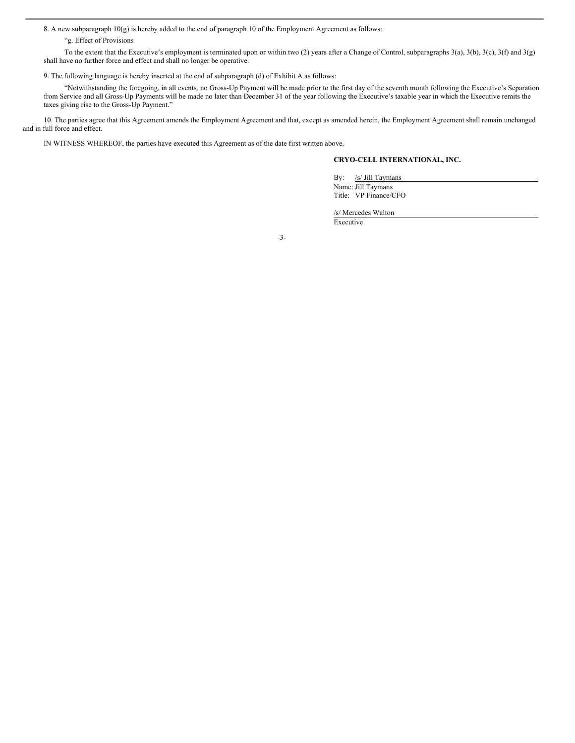8. A new subparagraph 10(g) is hereby added to the end of paragraph 10 of the Employment Agreement as follows:

"g. Effect of Provisions

To the extent that the Executive's employment is terminated upon or within two (2) years after a Change of Control, subparagraphs 3(a), 3(b), 3(c), 3(f) and 3(g) shall have no further force and effect and shall no longer be operative.

9. The following language is hereby inserted at the end of subparagraph (d) of Exhibit A as follows:

"Notwithstanding the foregoing, in all events, no Gross-Up Payment will be made prior to the first day of the seventh month following the Executive's Separation from Service and all Gross-Up Payments will be made no later than December 31 of the year following the Executive's taxable year in which the Executive remits the taxes giving rise to the Gross-Up Payment."

10. The parties agree that this Agreement amends the Employment Agreement and that, except as amended herein, the Employment Agreement shall remain unchanged and in full force and effect.

IN WITNESS WHEREOF, the parties have executed this Agreement as of the date first written above.

**CRYO-CELL INTERNATIONAL, INC.**

By: /s/ Jill Taymans
Name: Jill Taymans
Title: VP Finance/CFO

/s/ Mercedes Walton
Executive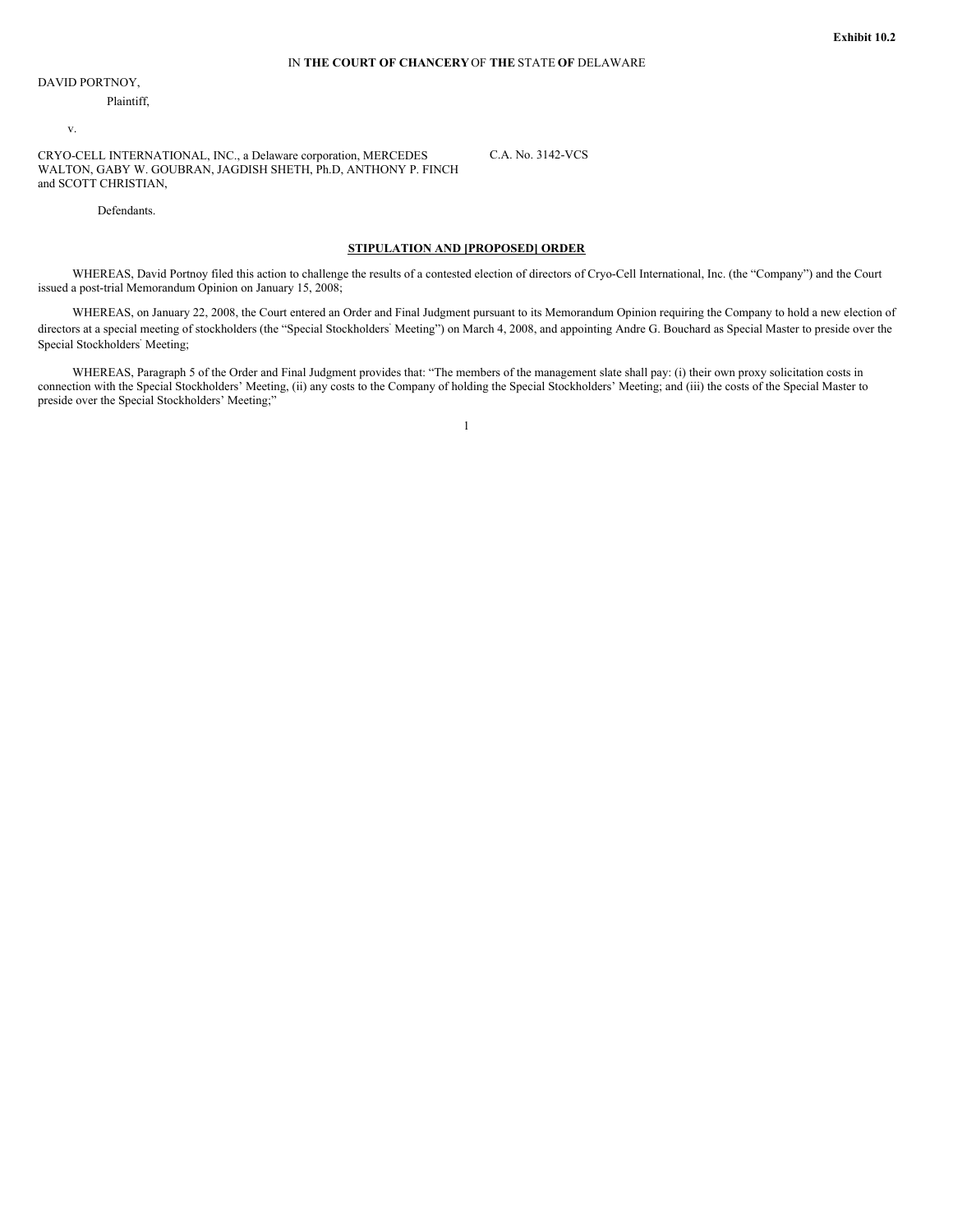**Exhibit 10.2**

IN **THE COURT OF CHANCERY** OF **THE** STATE **OF** DELAWARE

DAVID PORTNOY,

Plaintiff,

v.

CRYO-CELL INTERNATIONAL, INC., a Delaware corporation, MERCEDES WALTON, GABY W. GOUBRAN, JAGDISH SHETH, Ph.D, ANTHONY P. FINCH and SCOTT CHRISTIAN,

C.A. No. 3142-VCS

Defendants.

**STIPULATION AND [PROPOSED] ORDER**

WHEREAS, David Portnoy filed this action to challenge the results of a contested election of directors of Cryo-Cell International, Inc. (the "Company") and the Court issued a post-trial Memorandum Opinion on January 15, 2008;

WHEREAS, on January 22, 2008, the Court entered an Order and Final Judgment pursuant to its Memorandum Opinion requiring the Company to hold a new election of directors at a special meeting of stockholders (the "Special Stockholders' Meeting") on March 4, 2008, and appointing Andre G. Bouchard as Special Master to preside over the Special Stockholders' Meeting;

WHEREAS, Paragraph 5 of the Order and Final Judgment provides that: "The members of the management slate shall pay: (i) their own proxy solicitation costs in connection with the Special Stockholders' Meeting, (ii) any costs to the Company of holding the Special Stockholders' Meeting; and (iii) the costs of the Special Master to preside over the Special Stockholders' Meeting;"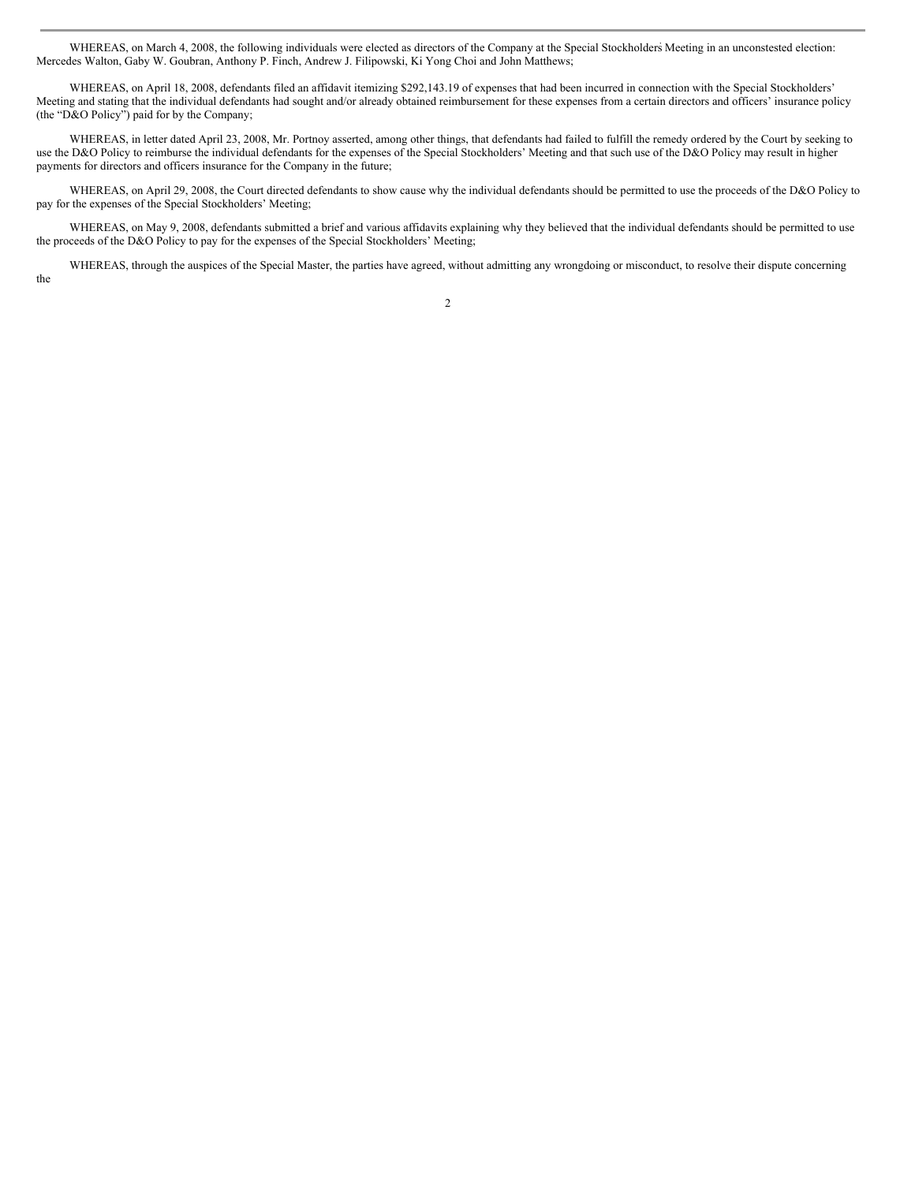WHEREAS, on March 4, 2008, the following individuals were elected as directors of the Company at the Special Stockholders' Meeting in an unconstested election: Mercedes Walton, Gaby W. Goubran, Anthony P. Finch, Andrew J. Filipowski, Ki Yong Choi and John Matthews;

WHEREAS, on April 18, 2008, defendants filed an affidavit itemizing $292,143.19 of expenses that had been incurred in connection with the Special Stockholders' Meeting and stating that the individual defendants had sought and/or already obtained reimbursement for these expenses from a certain directors and officers' insurance policy (the "D&O Policy") paid for by the Company;

WHEREAS, in letter dated April 23, 2008, Mr. Portnoy asserted, among other things, that defendants had failed to fulfill the remedy ordered by the Court by seeking to use the D&O Policy to reimburse the individual defendants for the expenses of the Special Stockholders' Meeting and that such use of the D&O Policy may result in higher payments for directors and officers insurance for the Company in the future;

WHEREAS, on April 29, 2008, the Court directed defendants to show cause why the individual defendants should be permitted to use the proceeds of the D&O Policy to pay for the expenses of the Special Stockholders' Meeting;

WHEREAS, on May 9, 2008, defendants submitted a brief and various affidavits explaining why they believed that the individual defendants should be permitted to use the proceeds of the D&O Policy to pay for the expenses of the Special Stockholders' Meeting;

WHEREAS, through the auspices of the Special Master, the parties have agreed, without admitting any wrongdoing or misconduct, to resolve their dispute concerning the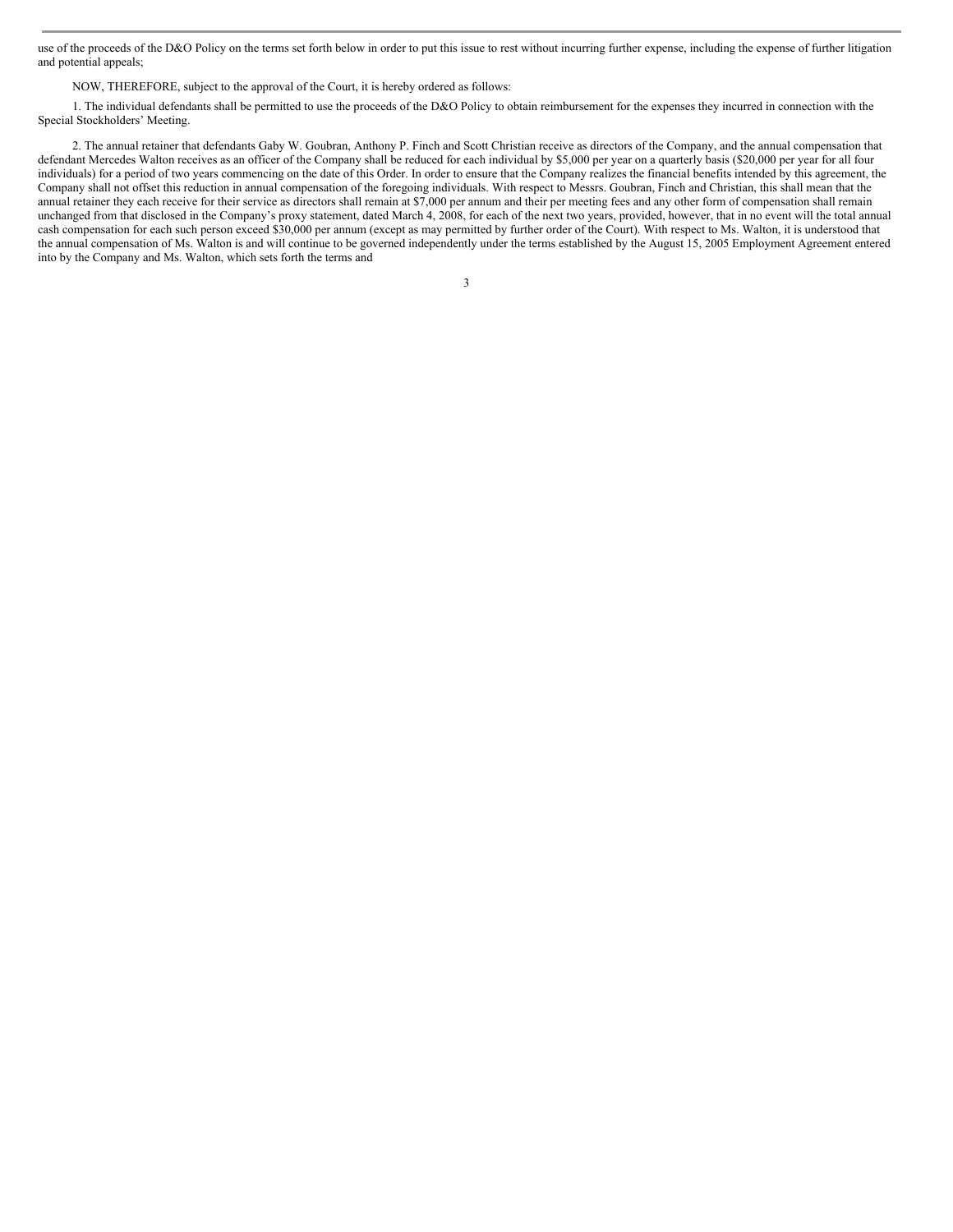use of the proceeds of the D&O Policy on the terms set forth below in order to put this issue to rest without incurring further expense, including the expense of further litigation and potential appeals;

NOW, THEREFORE, subject to the approval of the Court, it is hereby ordered as follows:

1. The individual defendants shall be permitted to use the proceeds of the D&O Policy to obtain reimbursement for the expenses they incurred in connection with the Special Stockholders' Meeting.

2. The annual retainer that defendants Gaby W. Goubran, Anthony P. Finch and Scott Christian receive as directors of the Company, and the annual compensation that defendant Mercedes Walton receives as an officer of the Company shall be reduced for each individual by $5,000 per year on a quarterly basis ($20,000 per year for all four individuals) for a period of two years commencing on the date of this Order. In order to ensure that the Company realizes the financial benefits intended by this agreement, the Company shall not offset this reduction in annual compensation of the foregoing individuals. With respect to Messrs. Goubran, Finch and Christian, this shall mean that the annual retainer they each receive for their service as directors shall remain at $7,000 per annum and their per meeting fees and any other form of compensation shall remain unchanged from that disclosed in the Company's proxy statement, dated March 4, 2008, for each of the next two years, provided, however, that in no event will the total annual cash compensation for each such person exceed $30,000 per annum (except as may permitted by further order of the Court). With respect to Ms. Walton, it is understood that the annual compensation of Ms. Walton is and will continue to be governed independently under the terms established by the August 15, 2005 Employment Agreement entered into by the Company and Ms. Walton, which sets forth the terms and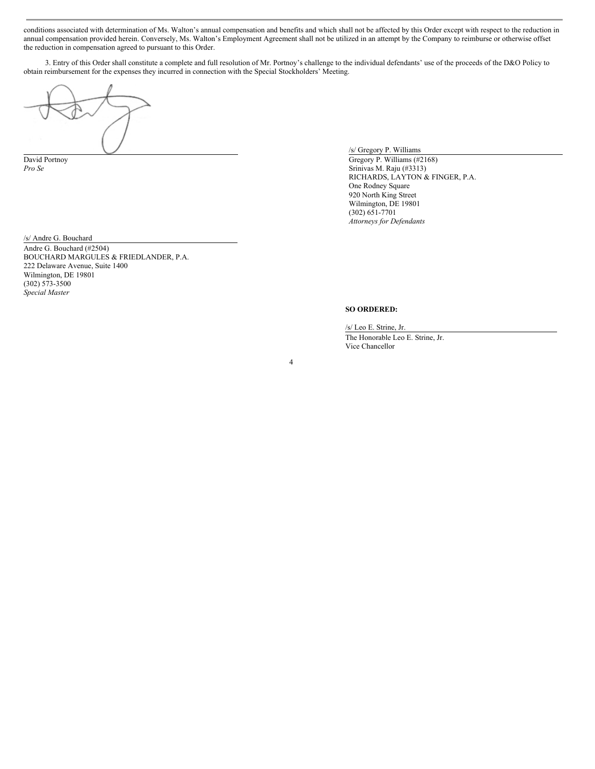conditions associated with determination of Ms. Walton's annual compensation and benefits and which shall not be affected by this Order except with respect to the reduction in annual compensation provided herein. Conversely, Ms. Walton's Employment Agreement shall not be utilized in an attempt by the Company to reimburse or otherwise offset the reduction in compensation agreed to pursuant to this Order.

3. Entry of this Order shall constitute a complete and full resolution of Mr. Portnoy's challenge to the individual defendants' use of the proceeds of the D&O Policy to obtain reimbursement for the expenses they incurred in connection with the Special Stockholders' Meeting.

David Portnoy
*Pro Se*

/s/ Gregory P. Williams
Gregory P. Williams (#2168)
Srinivas M. Raju (#3313)
RICHARDS, LAYTON & FINGER, P.A.
One Rodney Square
920 North King Street
Wilmington, DE 19801
(302) 651-7701
*Attorneys for Defendants*

/s/ Andre G. Bouchard
Andre G. Bouchard (#2504)
BOUCHARD MARGULES & FRIEDLANDER, P.A.
222 Delaware Avenue, Suite 1400
Wilmington, DE 19801
(302) 573-3500
*Special Master*

**SO ORDERED:**

/s/ Leo E. Strine, Jr.
The Honorable Leo E. Strine, Jr.
Vice Chancellor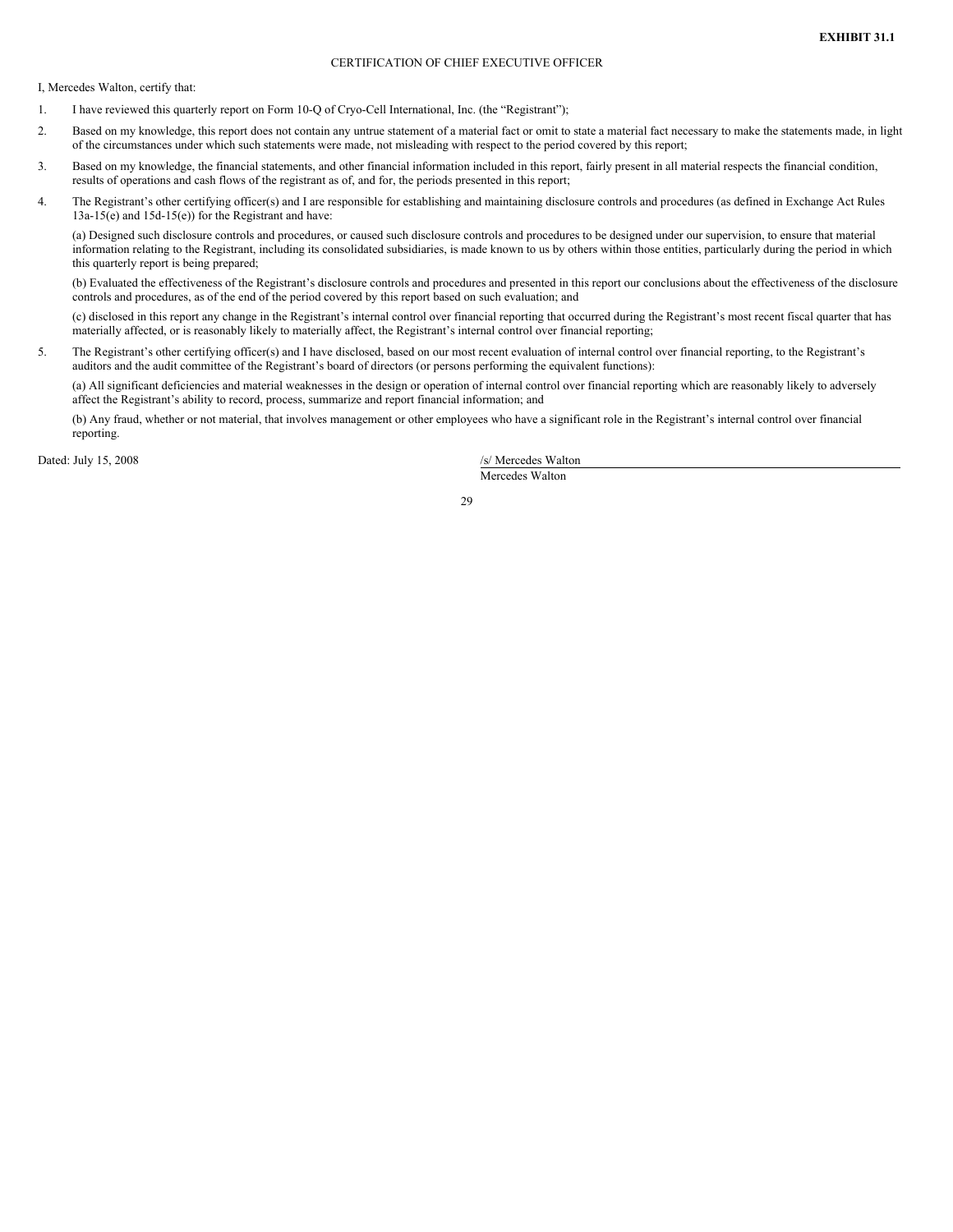**EXHIBIT 31.1**

CERTIFICATION OF CHIEF EXECUTIVE OFFICER

I, Mercedes Walton, certify that:

1. I have reviewed this quarterly report on Form 10-Q of Cryo-Cell International, Inc. (the "Registrant");

2. Based on my knowledge, this report does not contain any untrue statement of a material fact or omit to state a material fact necessary to make the statements made, in light of the circumstances under which such statements were made, not misleading with respect to the period covered by this report;

3. Based on my knowledge, the financial statements, and other financial information included in this report, fairly present in all material respects the financial condition, results of operations and cash flows of the registrant as of, and for, the periods presented in this report;

4. The Registrant's other certifying officer(s) and I are responsible for establishing and maintaining disclosure controls and procedures (as defined in Exchange Act Rules 13a-15(e) and 15d-15(e)) for the Registrant and have:

   (a) Designed such disclosure controls and procedures, or caused such disclosure controls and procedures to be designed under our supervision, to ensure that material information relating to the Registrant, including its consolidated subsidiaries, is made known to us by others within those entities, particularly during the period in which this quarterly report is being prepared;

   (b) Evaluated the effectiveness of the Registrant's disclosure controls and procedures and presented in this report our conclusions about the effectiveness of the disclosure controls and procedures, as of the end of the period covered by this report based on such evaluation; and

   (c) disclosed in this report any change in the Registrant's internal control over financial reporting that occurred during the Registrant's most recent fiscal quarter that has materially affected, or is reasonably likely to materially affect, the Registrant's internal control over financial reporting;

5. The Registrant's other certifying officer(s) and I have disclosed, based on our most recent evaluation of internal control over financial reporting, to the Registrant's auditors and the audit committee of the Registrant's board of directors (or persons performing the equivalent functions):

   (a) All significant deficiencies and material weaknesses in the design or operation of internal control over financial reporting which are reasonably likely to adversely affect the Registrant's ability to record, process, summarize and report financial information; and

   (b) Any fraud, whether or not material, that involves management or other employees who have a significant role in the Registrant's internal control over financial reporting.

Dated: July 15, 2008

/s/ Mercedes Walton

Mercedes Walton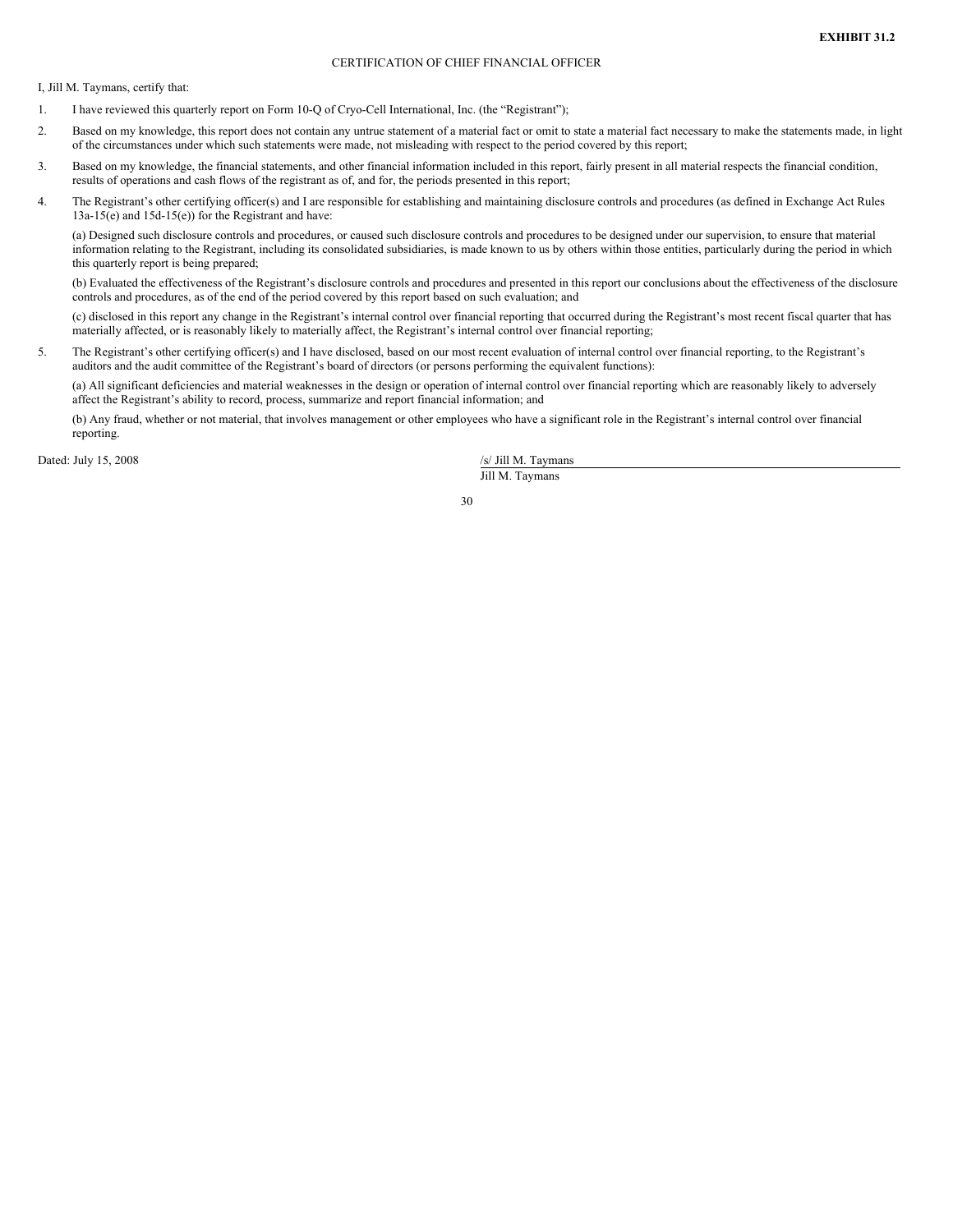**EXHIBIT 31.2**

CERTIFICATION OF CHIEF FINANCIAL OFFICER

I, Jill M. Taymans, certify that:

1. I have reviewed this quarterly report on Form 10-Q of Cryo-Cell International, Inc. (the "Registrant");

2. Based on my knowledge, this report does not contain any untrue statement of a material fact or omit to state a material fact necessary to make the statements made, in light of the circumstances under which such statements were made, not misleading with respect to the period covered by this report;

3. Based on my knowledge, the financial statements, and other financial information included in this report, fairly present in all material respects the financial condition, results of operations and cash flows of the registrant as of, and for, the periods presented in this report;

4. The Registrant's other certifying officer(s) and I are responsible for establishing and maintaining disclosure controls and procedures (as defined in Exchange Act Rules 13a-15(e) and 15d-15(e)) for the Registrant and have:

   (a) Designed such disclosure controls and procedures, or caused such disclosure controls and procedures to be designed under our supervision, to ensure that material information relating to the Registrant, including its consolidated subsidiaries, is made known to us by others within those entities, particularly during the period in which this quarterly report is being prepared;

   (b) Evaluated the effectiveness of the Registrant's disclosure controls and procedures and presented in this report our conclusions about the effectiveness of the disclosure controls and procedures, as of the end of the period covered by this report based on such evaluation; and

   (c) disclosed in this report any change in the Registrant's internal control over financial reporting that occurred during the Registrant's most recent fiscal quarter that has materially affected, or is reasonably likely to materially affect, the Registrant's internal control over financial reporting;

5. The Registrant's other certifying officer(s) and I have disclosed, based on our most recent evaluation of internal control over financial reporting, to the Registrant's auditors and the audit committee of the Registrant's board of directors (or persons performing the equivalent functions):

   (a) All significant deficiencies and material weaknesses in the design or operation of internal control over financial reporting which are reasonably likely to adversely affect the Registrant's ability to record, process, summarize and report financial information; and

   (b) Any fraud, whether or not material, that involves management or other employees who have a significant role in the Registrant's internal control over financial reporting.

Dated: July 15, 2008

/s/ Jill M. Taymans

Jill M. Taymans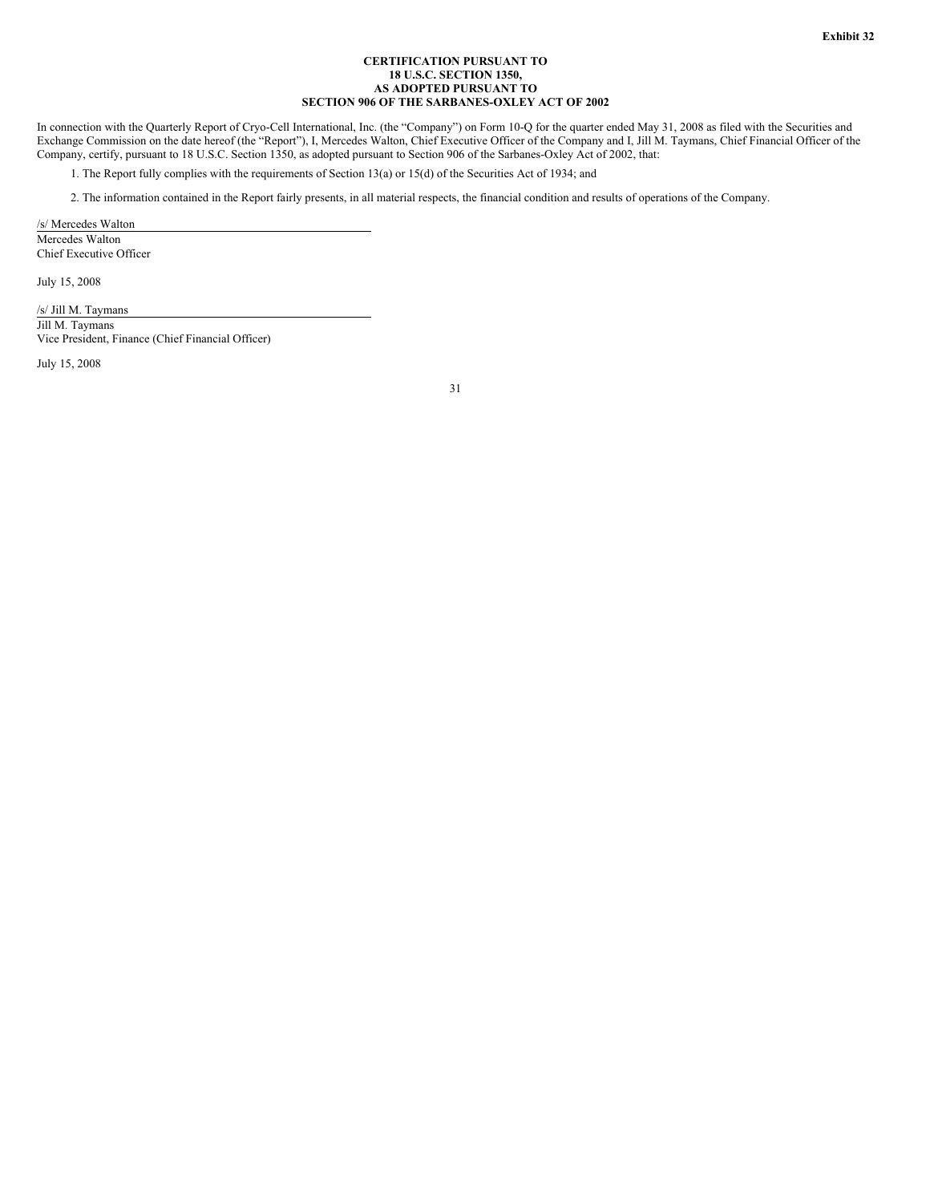**Exhibit 32**

**CERTIFICATION PURSUANT TO**
**18 U.S.C. SECTION 1350,**
**AS ADOPTED PURSUANT TO**
**SECTION 906 OF THE SARBANES-OXLEY ACT OF 2002**

In connection with the Quarterly Report of Cryo-Cell International, Inc. (the “Company”) on Form 10-Q for the quarter ended May 31, 2008 as filed with the Securities and Exchange Commission on the date hereof (the “Report”), I, Mercedes Walton, Chief Executive Officer of the Company and I, Jill M. Taymans, Chief Financial Officer of the Company, certify, pursuant to 18 U.S.C. Section 1350, as adopted pursuant to Section 906 of the Sarbanes-Oxley Act of 2002, that:

1. The Report fully complies with the requirements of Section 13(a) or 15(d) of the Securities Act of 1934; and

2. The information contained in the Report fairly presents, in all material respects, the financial condition and results of operations of the Company.

/s/ Mercedes Walton
Mercedes Walton
Chief Executive Officer

July 15, 2008

/s/ Jill M. Taymans
Jill M. Taymans
Vice President, Finance (Chief Financial Officer)

July 15, 2008